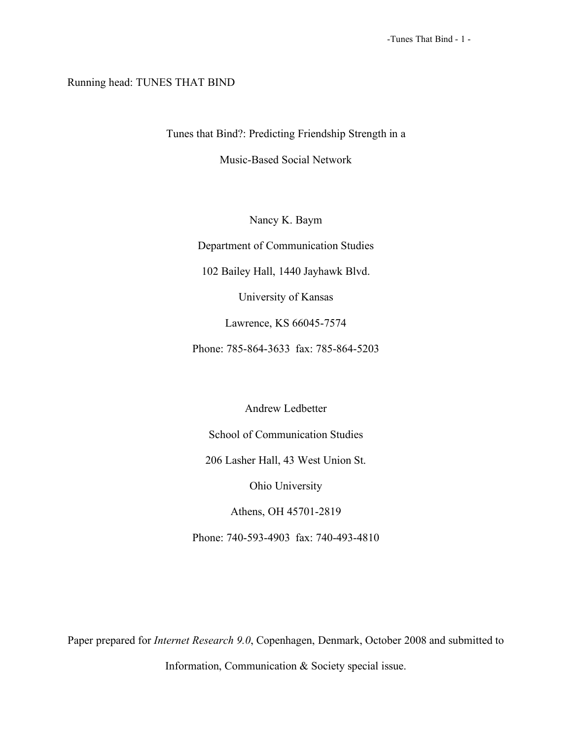Running head: TUNES THAT BIND

# Tunes that Bind?: Predicting Friendship Strength in a Music-Based Social Network

Nancy K. Baym

Department of Communication Studies

102 Bailey Hall, 1440 Jayhawk Blvd.

University of Kansas

Lawrence, KS 66045-7574

Phone: 785-864-3633 fax: 785-864-5203

Andrew Ledbetter

School of Communication Studies

206 Lasher Hall, 43 West Union St.

Ohio University

Athens, OH 45701-2819

Phone: 740-593-4903 fax: 740-493-4810

Paper prepared for *Internet Research 9.0*, Copenhagen, Denmark, October 2008 and submitted to Information, Communication & Society special issue.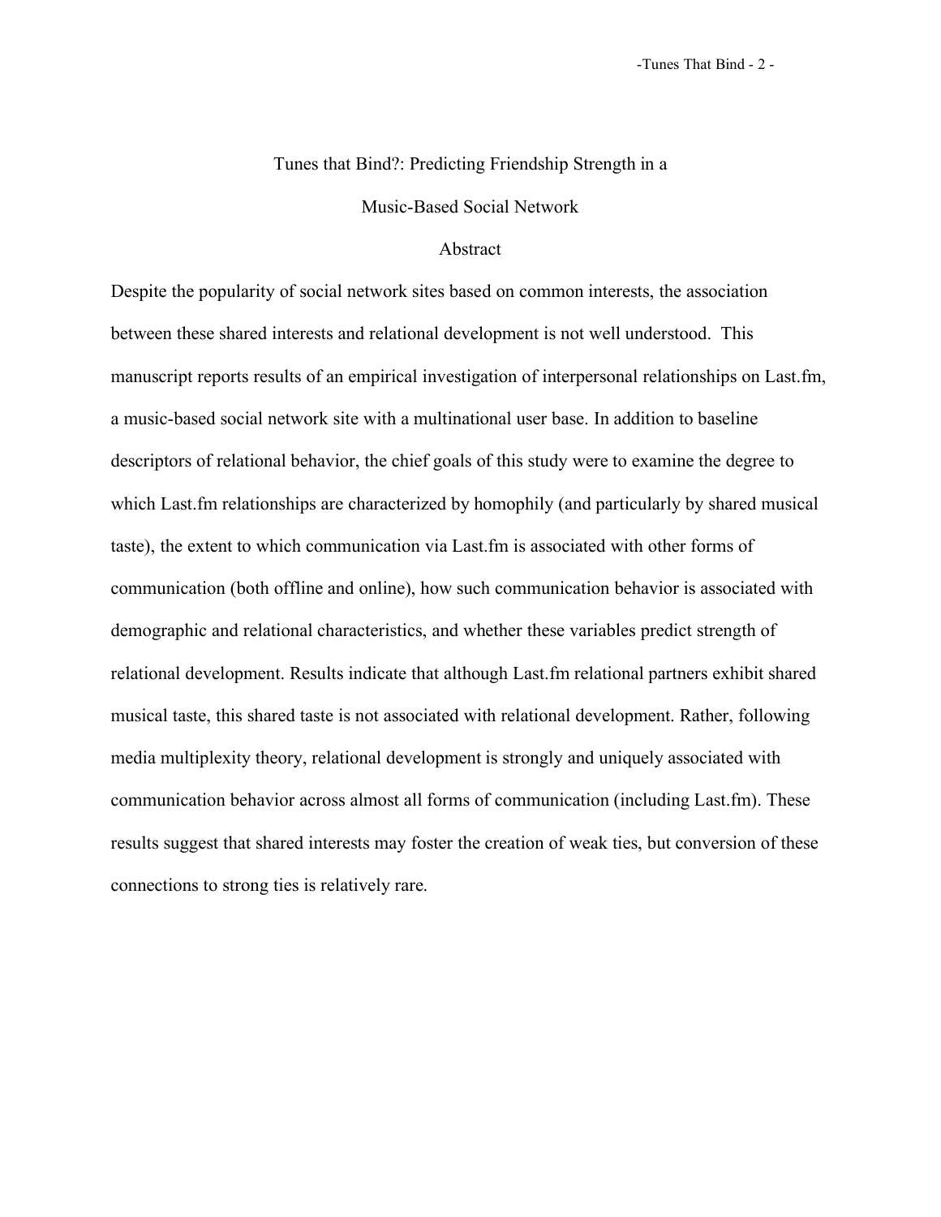# Tunes that Bind?: Predicting Friendship Strength in a Music-Based Social Network

## Abstract

Despite the popularity of social network sites based on common interests, the association between these shared interests and relational development is not well understood. This manuscript reports results of an empirical investigation of interpersonal relationships on Last.fm, a music-based social network site with a multinational user base. In addition to baseline descriptors of relational behavior, the chief goals of this study were to examine the degree to which Last.fm relationships are characterized by homophily (and particularly by shared musical taste), the extent to which communication via Last.fm is associated with other forms of communication (both offline and online), how such communication behavior is associated with demographic and relational characteristics, and whether these variables predict strength of relational development. Results indicate that although Last.fm relational partners exhibit shared musical taste, this shared taste is not associated with relational development. Rather, following media multiplexity theory, relational development is strongly and uniquely associated with communication behavior across almost all forms of communication (including Last.fm). These results suggest that shared interests may foster the creation of weak ties, but conversion of these connections to strong ties is relatively rare.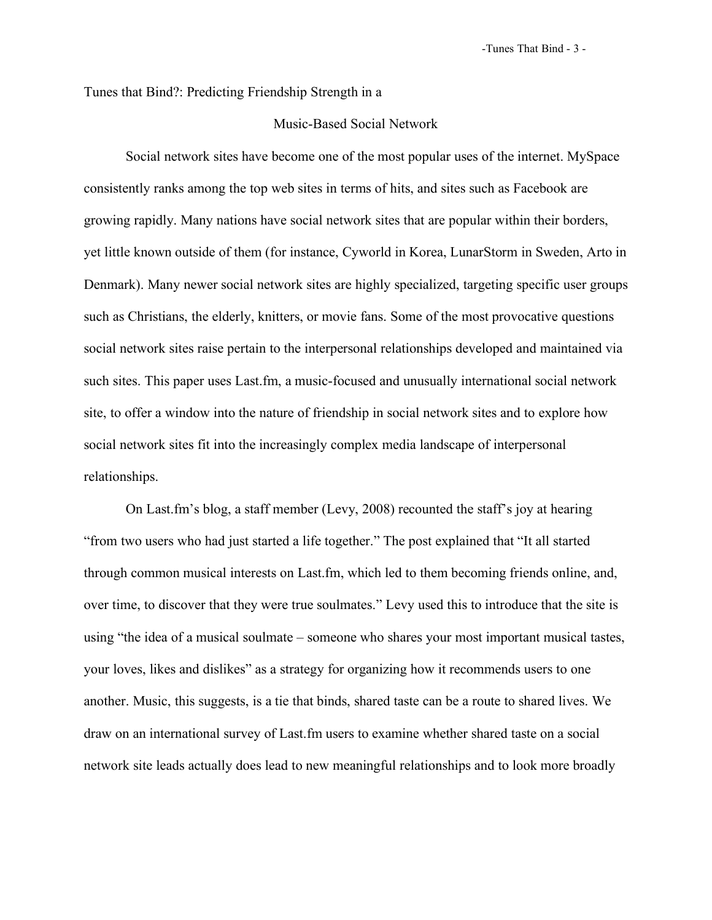# Tunes that Bind?: Predicting Friendship Strength in a Music-Based Social Network

Social network sites have become one of the most popular uses of the internet. MySpace consistently ranks among the top web sites in terms of hits, and sites such as Facebook are growing rapidly. Many nations have social network sites that are popular within their borders, yet little known outside of them (for instance, Cyworld in Korea, LunarStorm in Sweden, Arto in Denmark). Many newer social network sites are highly specialized, targeting specific user groups such as Christians, the elderly, knitters, or movie fans. Some of the most provocative questions social network sites raise pertain to the interpersonal relationships developed and maintained via such sites. This paper uses Last.fm, a music-focused and unusually international social network site, to offer a window into the nature of friendship in social network sites and to explore how social network sites fit into the increasingly complex media landscape of interpersonal relationships.

On Last.fm's blog, a staff member (Levy, 2008) recounted the staff's joy at hearing "from two users who had just started a life together." The post explained that "It all started through common musical interests on Last.fm, which led to them becoming friends online, and, over time, to discover that they were true soulmates." Levy used this to introduce that the site is using "the idea of a musical soulmate – someone who shares your most important musical tastes, your loves, likes and dislikes" as a strategy for organizing how it recommends users to one another. Music, this suggests, is a tie that binds, shared taste can be a route to shared lives. We draw on an international survey of Last.fm users to examine whether shared taste on a social network site leads actually does lead to new meaningful relationships and to look more broadly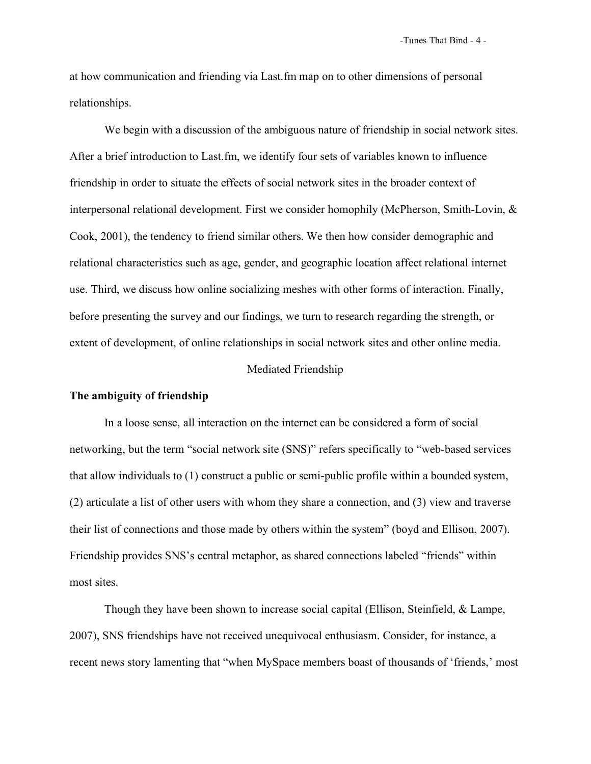at how communication and friending via Last.fm map on to other dimensions of personal relationships.

We begin with a discussion of the ambiguous nature of friendship in social network sites. After a brief introduction to Last.fm, we identify four sets of variables known to influence friendship in order to situate the effects of social network sites in the broader context of interpersonal relational development. First we consider homophily (McPherson, Smith-Lovin, & Cook, 2001), the tendency to friend similar others. We then how consider demographic and relational characteristics such as age, gender, and geographic location affect relational internet use. Third, we discuss how online socializing meshes with other forms of interaction. Finally, before presenting the survey and our findings, we turn to research regarding the strength, or extent of development, of online relationships in social network sites and other online media.

## Mediated Friendship

### The ambiguity of friendship

In a loose sense, all interaction on the internet can be considered a form of social networking, but the term "social network site (SNS)" refers specifically to "web-based services that allow individuals to (1) construct a public or semi-public profile within a bounded system, (2) articulate a list of other users with whom they share a connection, and (3) view and traverse their list of connections and those made by others within the system" (boyd and Ellison, 2007). Friendship provides SNS's central metaphor, as shared connections labeled "friends" within most sites.

Though they have been shown to increase social capital (Ellison, Steinfield, & Lampe, 2007), SNS friendships have not received unequivocal enthusiasm. Consider, for instance, a recent news story lamenting that "when MySpace members boast of thousands of 'friends,' most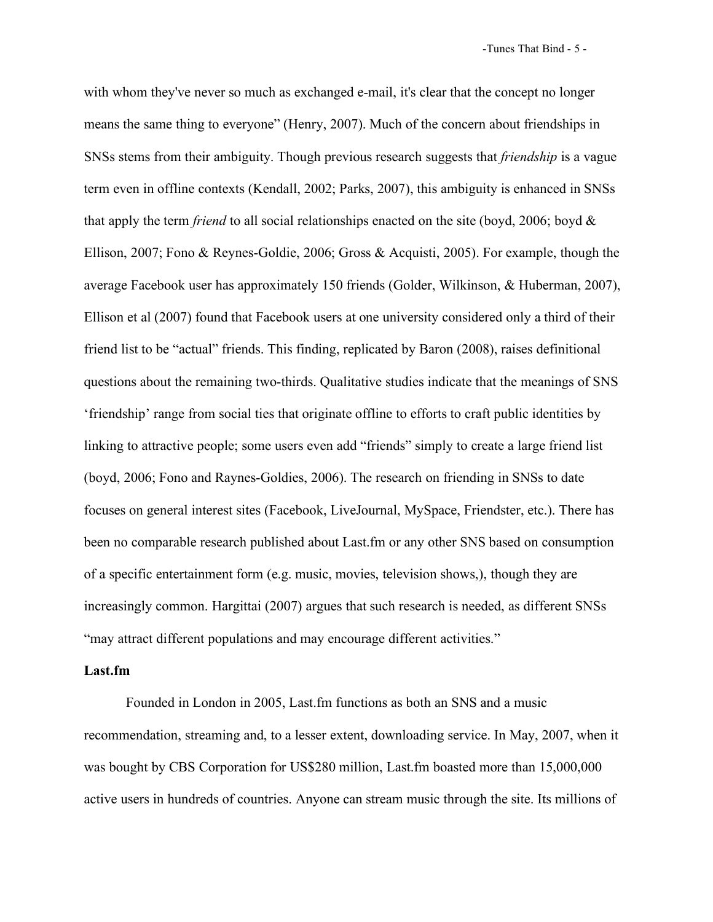with whom they've never so much as exchanged e-mail, it's clear that the concept no longer means the same thing to everyone" (Henry, 2007). Much of the concern about friendships in SNSs stems from their ambiguity. Though previous research suggests that *friendship* is a vague term even in offline contexts (Kendall, 2002; Parks, 2007), this ambiguity is enhanced in SNSs that apply the term *friend* to all social relationships enacted on the site (boyd, 2006; boyd & Ellison, 2007; Fono & Reynes-Goldie, 2006; Gross & Acquisti, 2005). For example, though the average Facebook user has approximately 150 friends (Golder, Wilkinson, & Huberman, 2007), Ellison et al (2007) found that Facebook users at one university considered only a third of their friend list to be "actual" friends. This finding, replicated by Baron (2008), raises definitional questions about the remaining two-thirds. Qualitative studies indicate that the meanings of SNS 'friendship' range from social ties that originate offline to efforts to craft public identities by linking to attractive people; some users even add "friends" simply to create a large friend list (boyd, 2006; Fono and Raynes-Goldies, 2006). The research on friending in SNSs to date focuses on general interest sites (Facebook, LiveJournal, MySpace, Friendster, etc.). There has been no comparable research published about Last.fm or any other SNS based on consumption of a specific entertainment form (e.g. music, movies, television shows,), though they are increasingly common. Hargittai (2007) argues that such research is needed, as different SNSs "may attract different populations and may encourage different activities."

**Last.fm**

Founded in London in 2005, Last.fm functions as both an SNS and a music recommendation, streaming and, to a lesser extent, downloading service. In May, 2007, when it was bought by CBS Corporation for US$280 million, Last.fm boasted more than 15,000,000 active users in hundreds of countries. Anyone can stream music through the site. Its millions of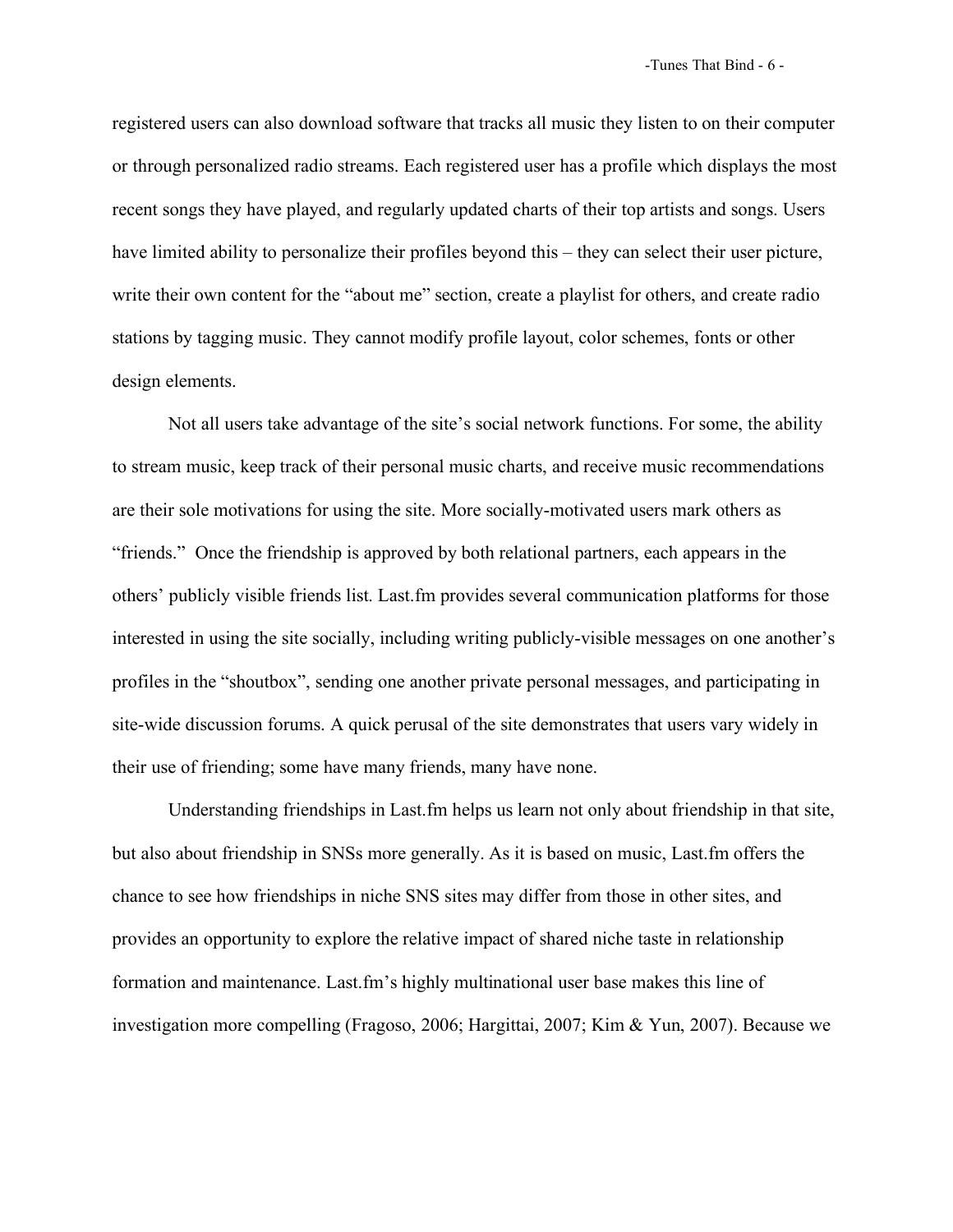registered users can also download software that tracks all music they listen to on their computer or through personalized radio streams. Each registered user has a profile which displays the most recent songs they have played, and regularly updated charts of their top artists and songs. Users have limited ability to personalize their profiles beyond this – they can select their user picture, write their own content for the "about me" section, create a playlist for others, and create radio stations by tagging music. They cannot modify profile layout, color schemes, fonts or other design elements.

Not all users take advantage of the site's social network functions. For some, the ability to stream music, keep track of their personal music charts, and receive music recommendations are their sole motivations for using the site. More socially-motivated users mark others as "friends." Once the friendship is approved by both relational partners, each appears in the others' publicly visible friends list. Last.fm provides several communication platforms for those interested in using the site socially, including writing publicly-visible messages on one another's profiles in the "shoutbox", sending one another private personal messages, and participating in site-wide discussion forums. A quick perusal of the site demonstrates that users vary widely in their use of friending; some have many friends, many have none.

Understanding friendships in Last.fm helps us learn not only about friendship in that site, but also about friendship in SNSs more generally. As it is based on music, Last.fm offers the chance to see how friendships in niche SNS sites may differ from those in other sites, and provides an opportunity to explore the relative impact of shared niche taste in relationship formation and maintenance. Last.fm's highly multinational user base makes this line of investigation more compelling (Fragoso, 2006; Hargittai, 2007; Kim & Yun, 2007). Because we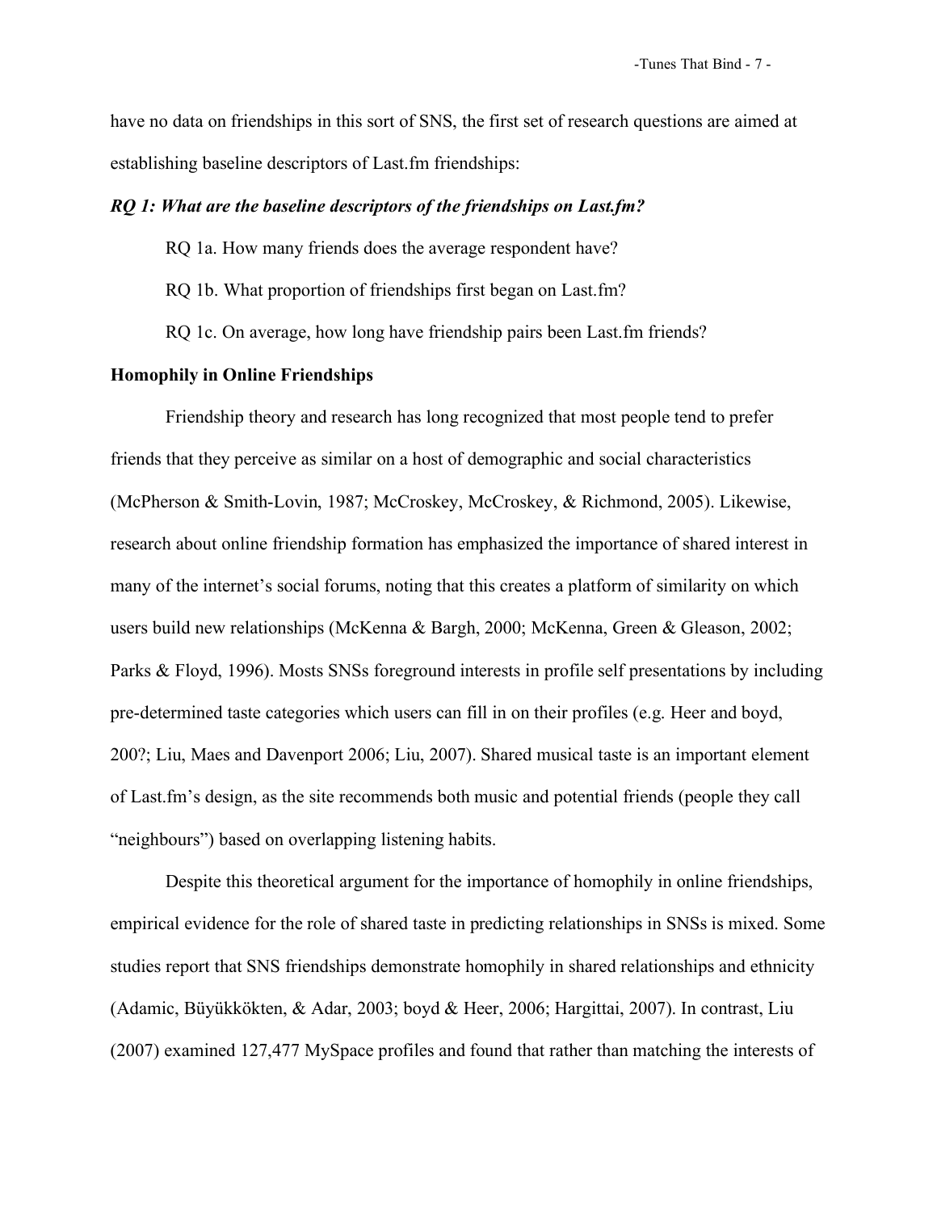have no data on friendships in this sort of SNS, the first set of research questions are aimed at establishing baseline descriptors of Last.fm friendships:

***RQ 1: What are the baseline descriptors of the friendships on Last.fm?***

RQ 1a. How many friends does the average respondent have?

RQ 1b. What proportion of friendships first began on Last.fm?

RQ 1c. On average, how long have friendship pairs been Last.fm friends?

**Homophily in Online Friendships**

Friendship theory and research has long recognized that most people tend to prefer friends that they perceive as similar on a host of demographic and social characteristics (McPherson & Smith-Lovin, 1987; McCroskey, McCroskey, & Richmond, 2005). Likewise, research about online friendship formation has emphasized the importance of shared interest in many of the internet's social forums, noting that this creates a platform of similarity on which users build new relationships (McKenna & Bargh, 2000; McKenna, Green & Gleason, 2002; Parks & Floyd, 1996). Mosts SNSs foreground interests in profile self presentations by including pre-determined taste categories which users can fill in on their profiles (e.g. Heer and boyd, 200?; Liu, Maes and Davenport 2006; Liu, 2007). Shared musical taste is an important element of Last.fm's design, as the site recommends both music and potential friends (people they call "neighbours") based on overlapping listening habits.

Despite this theoretical argument for the importance of homophily in online friendships, empirical evidence for the role of shared taste in predicting relationships in SNSs is mixed. Some studies report that SNS friendships demonstrate homophily in shared relationships and ethnicity (Adamic, Büyükkökten, & Adar, 2003; boyd & Heer, 2006; Hargittai, 2007). In contrast, Liu (2007) examined 127,477 MySpace profiles and found that rather than matching the interests of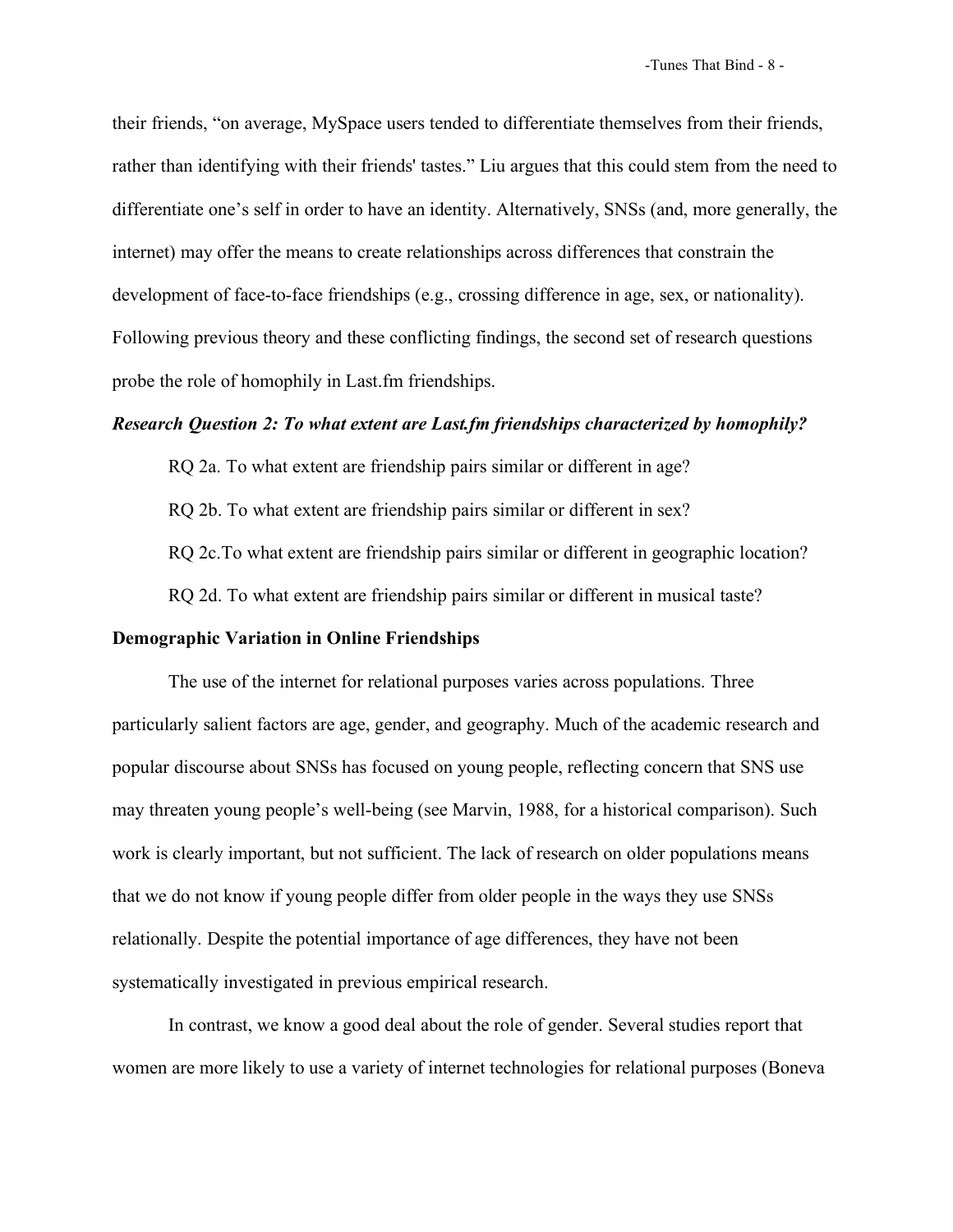their friends, “on average, MySpace users tended to differentiate themselves from their friends, rather than identifying with their friends' tastes.” Liu argues that this could stem from the need to differentiate one’s self in order to have an identity. Alternatively, SNSs (and, more generally, the internet) may offer the means to create relationships across differences that constrain the development of face-to-face friendships (e.g., crossing difference in age, sex, or nationality). Following previous theory and these conflicting findings, the second set of research questions probe the role of homophily in Last.fm friendships.

***Research Question 2: To what extent are Last.fm friendships characterized by homophily?***

RQ 2a. To what extent are friendship pairs similar or different in age?

RQ 2b. To what extent are friendship pairs similar or different in sex?

RQ 2c.To what extent are friendship pairs similar or different in geographic location?

RQ 2d. To what extent are friendship pairs similar or different in musical taste?

**Demographic Variation in Online Friendships**

The use of the internet for relational purposes varies across populations. Three particularly salient factors are age, gender, and geography. Much of the academic research and popular discourse about SNSs has focused on young people, reflecting concern that SNS use may threaten young people’s well-being (see Marvin, 1988, for a historical comparison). Such work is clearly important, but not sufficient. The lack of research on older populations means that we do not know if young people differ from older people in the ways they use SNSs relationally. Despite the potential importance of age differences, they have not been systematically investigated in previous empirical research.

In contrast, we know a good deal about the role of gender. Several studies report that women are more likely to use a variety of internet technologies for relational purposes (Boneva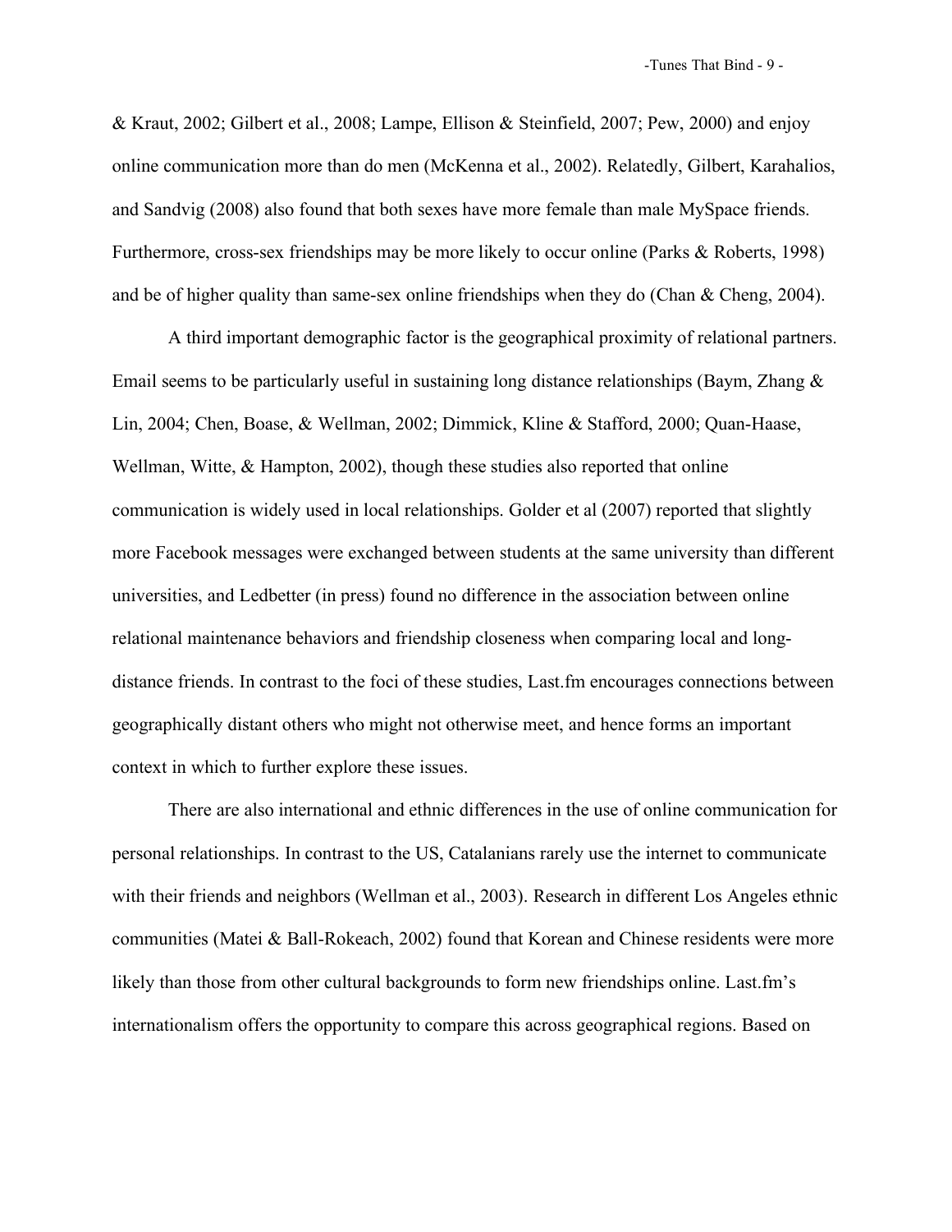& Kraut, 2002; Gilbert et al., 2008; Lampe, Ellison & Steinfield, 2007; Pew, 2000) and enjoy online communication more than do men (McKenna et al., 2002). Relatedly, Gilbert, Karahalios, and Sandvig (2008) also found that both sexes have more female than male MySpace friends. Furthermore, cross-sex friendships may be more likely to occur online (Parks & Roberts, 1998) and be of higher quality than same-sex online friendships when they do (Chan & Cheng, 2004).

A third important demographic factor is the geographical proximity of relational partners. Email seems to be particularly useful in sustaining long distance relationships (Baym, Zhang & Lin, 2004; Chen, Boase, & Wellman, 2002; Dimmick, Kline & Stafford, 2000; Quan-Haase, Wellman, Witte, & Hampton, 2002), though these studies also reported that online communication is widely used in local relationships. Golder et al (2007) reported that slightly more Facebook messages were exchanged between students at the same university than different universities, and Ledbetter (in press) found no difference in the association between online relational maintenance behaviors and friendship closeness when comparing local and long-distance friends. In contrast to the foci of these studies, Last.fm encourages connections between geographically distant others who might not otherwise meet, and hence forms an important context in which to further explore these issues.

There are also international and ethnic differences in the use of online communication for personal relationships. In contrast to the US, Catalanians rarely use the internet to communicate with their friends and neighbors (Wellman et al., 2003). Research in different Los Angeles ethnic communities (Matei & Ball-Rokeach, 2002) found that Korean and Chinese residents were more likely than those from other cultural backgrounds to form new friendships online. Last.fm's internationalism offers the opportunity to compare this across geographical regions. Based on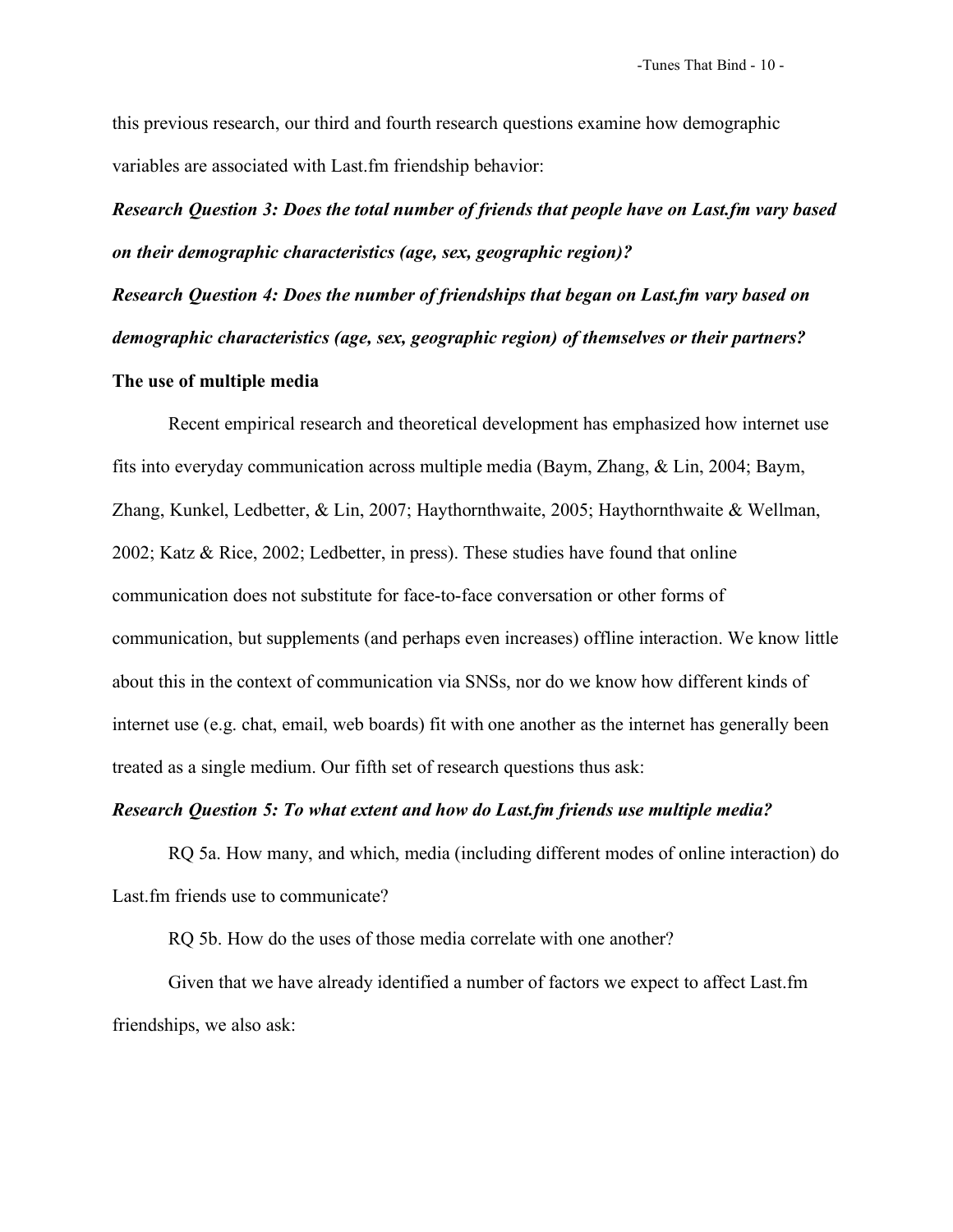this previous research, our third and fourth research questions examine how demographic variables are associated with Last.fm friendship behavior:

***Research Question 3: Does the total number of friends that people have on Last.fm vary based on their demographic characteristics (age, sex, geographic region)?***

***Research Question 4: Does the number of friendships that began on Last.fm vary based on demographic characteristics (age, sex, geographic region) of themselves or their partners?***

**The use of multiple media**

Recent empirical research and theoretical development has emphasized how internet use fits into everyday communication across multiple media (Baym, Zhang, & Lin, 2004; Baym, Zhang, Kunkel, Ledbetter, & Lin, 2007; Haythornthwaite, 2005; Haythornthwaite & Wellman, 2002; Katz & Rice, 2002; Ledbetter, in press). These studies have found that online communication does not substitute for face-to-face conversation or other forms of communication, but supplements (and perhaps even increases) offline interaction. We know little about this in the context of communication via SNSs, nor do we know how different kinds of internet use (e.g. chat, email, web boards) fit with one another as the internet has generally been treated as a single medium. Our fifth set of research questions thus ask:

***Research Question 5: To what extent and how do Last.fm friends use multiple media?***

RQ 5a. How many, and which, media (including different modes of online interaction) do Last.fm friends use to communicate?

RQ 5b. How do the uses of those media correlate with one another?

Given that we have already identified a number of factors we expect to affect Last.fm friendships, we also ask: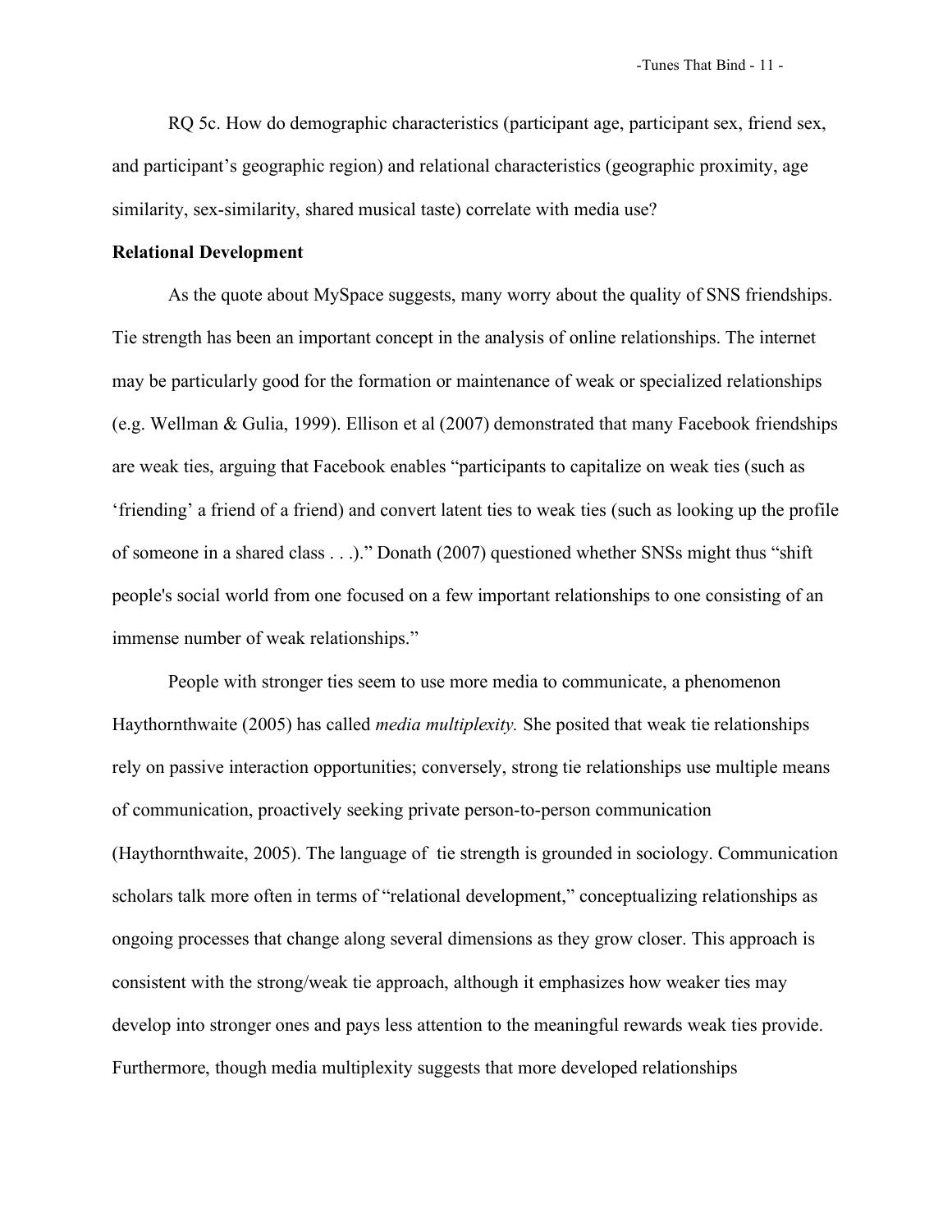RQ 5c. How do demographic characteristics (participant age, participant sex, friend sex, and participant's geographic region) and relational characteristics (geographic proximity, age similarity, sex-similarity, shared musical taste) correlate with media use?

**Relational Development**

As the quote about MySpace suggests, many worry about the quality of SNS friendships. Tie strength has been an important concept in the analysis of online relationships. The internet may be particularly good for the formation or maintenance of weak or specialized relationships (e.g. Wellman & Gulia, 1999). Ellison et al (2007) demonstrated that many Facebook friendships are weak ties, arguing that Facebook enables "participants to capitalize on weak ties (such as 'friending' a friend of a friend) and convert latent ties to weak ties (such as looking up the profile of someone in a shared class . . .)." Donath (2007) questioned whether SNSs might thus "shift people's social world from one focused on a few important relationships to one consisting of an immense number of weak relationships."

People with stronger ties seem to use more media to communicate, a phenomenon Haythornthwaite (2005) has called *media multiplexity.* She posited that weak tie relationships rely on passive interaction opportunities; conversely, strong tie relationships use multiple means of communication, proactively seeking private person-to-person communication (Haythornthwaite, 2005). The language of tie strength is grounded in sociology. Communication scholars talk more often in terms of "relational development," conceptualizing relationships as ongoing processes that change along several dimensions as they grow closer. This approach is consistent with the strong/weak tie approach, although it emphasizes how weaker ties may develop into stronger ones and pays less attention to the meaningful rewards weak ties provide. Furthermore, though media multiplexity suggests that more developed relationships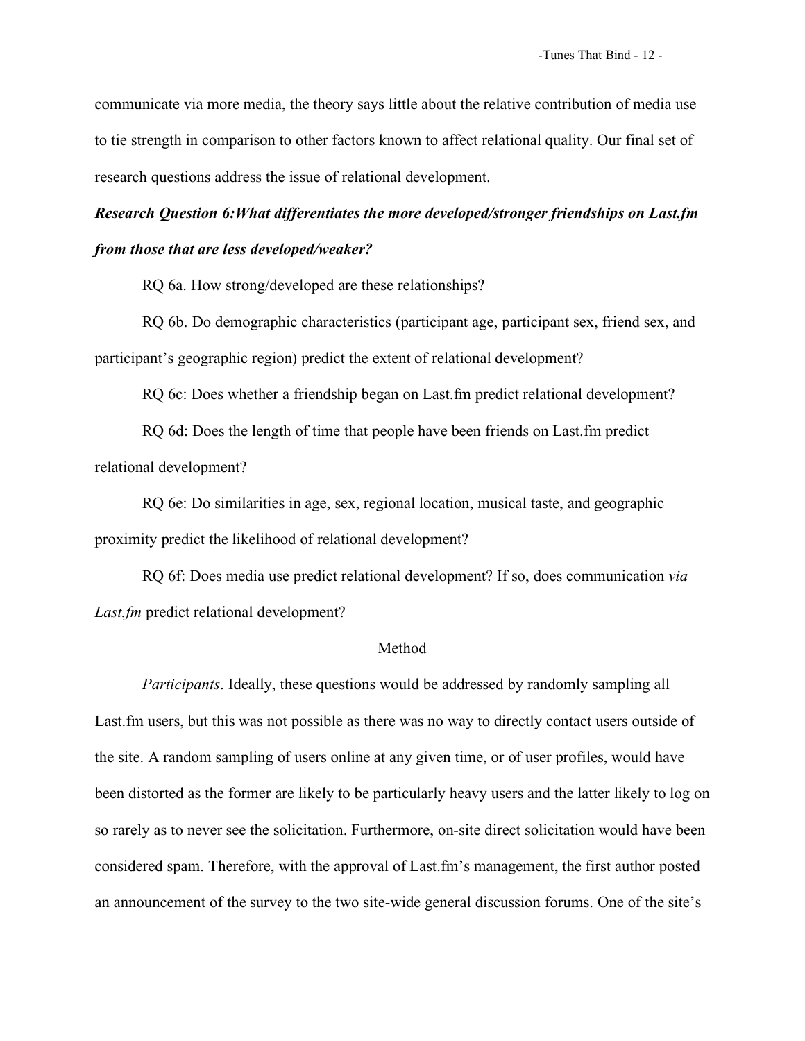communicate via more media, the theory says little about the relative contribution of media use to tie strength in comparison to other factors known to affect relational quality. Our final set of research questions address the issue of relational development.

***Research Question 6:What differentiates the more developed/stronger friendships on Last.fm from those that are less developed/weaker?***

RQ 6a. How strong/developed are these relationships?

RQ 6b. Do demographic characteristics (participant age, participant sex, friend sex, and participant's geographic region) predict the extent of relational development?

RQ 6c: Does whether a friendship began on Last.fm predict relational development?

RQ 6d: Does the length of time that people have been friends on Last.fm predict relational development?

RQ 6e: Do similarities in age, sex, regional location, musical taste, and geographic proximity predict the likelihood of relational development?

RQ 6f: Does media use predict relational development? If so, does communication *via Last.fm* predict relational development?

## Method

*Participants*. Ideally, these questions would be addressed by randomly sampling all Last.fm users, but this was not possible as there was no way to directly contact users outside of the site. A random sampling of users online at any given time, or of user profiles, would have been distorted as the former are likely to be particularly heavy users and the latter likely to log on so rarely as to never see the solicitation. Furthermore, on-site direct solicitation would have been considered spam. Therefore, with the approval of Last.fm's management, the first author posted an announcement of the survey to the two site-wide general discussion forums. One of the site's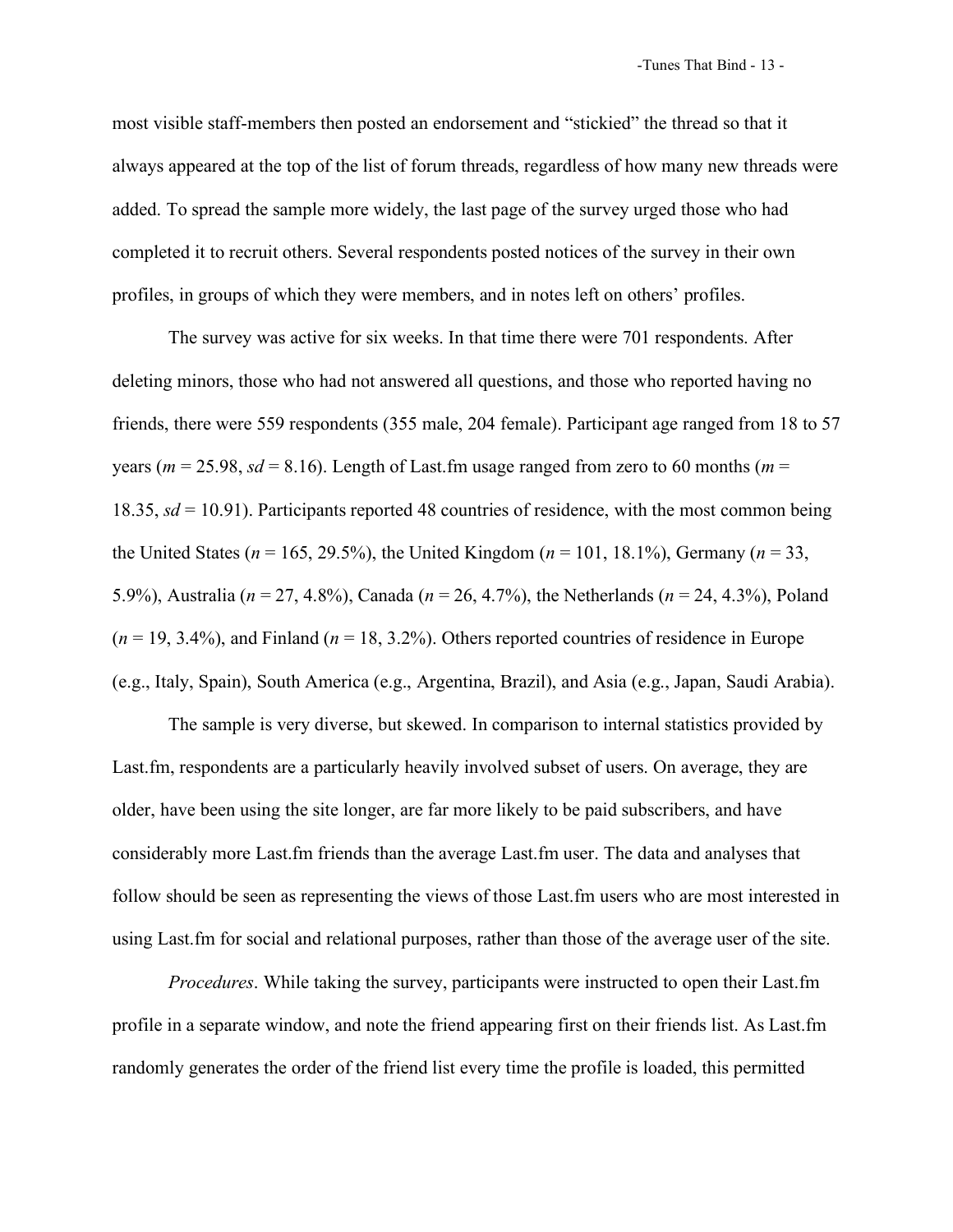most visible staff-members then posted an endorsement and "stickied" the thread so that it always appeared at the top of the list of forum threads, regardless of how many new threads were added. To spread the sample more widely, the last page of the survey urged those who had completed it to recruit others. Several respondents posted notices of the survey in their own profiles, in groups of which they were members, and in notes left on others' profiles.

The survey was active for six weeks. In that time there were 701 respondents. After deleting minors, those who had not answered all questions, and those who reported having no friends, there were 559 respondents (355 male, 204 female). Participant age ranged from 18 to 57 years ($m$ = 25.98, $sd$ = 8.16). Length of Last.fm usage ranged from zero to 60 months ($m$ = 18.35, $sd$ = 10.91). Participants reported 48 countries of residence, with the most common being the United States ($n$ = 165, 29.5%), the United Kingdom ($n$ = 101, 18.1%), Germany ($n$ = 33, 5.9%), Australia ($n$ = 27, 4.8%), Canada ($n$ = 26, 4.7%), the Netherlands ($n$ = 24, 4.3%), Poland ($n$ = 19, 3.4%), and Finland ($n$ = 18, 3.2%). Others reported countries of residence in Europe (e.g., Italy, Spain), South America (e.g., Argentina, Brazil), and Asia (e.g., Japan, Saudi Arabia).

The sample is very diverse, but skewed. In comparison to internal statistics provided by Last.fm, respondents are a particularly heavily involved subset of users. On average, they are older, have been using the site longer, are far more likely to be paid subscribers, and have considerably more Last.fm friends than the average Last.fm user. The data and analyses that follow should be seen as representing the views of those Last.fm users who are most interested in using Last.fm for social and relational purposes, rather than those of the average user of the site.

*Procedures*. While taking the survey, participants were instructed to open their Last.fm profile in a separate window, and note the friend appearing first on their friends list. As Last.fm randomly generates the order of the friend list every time the profile is loaded, this permitted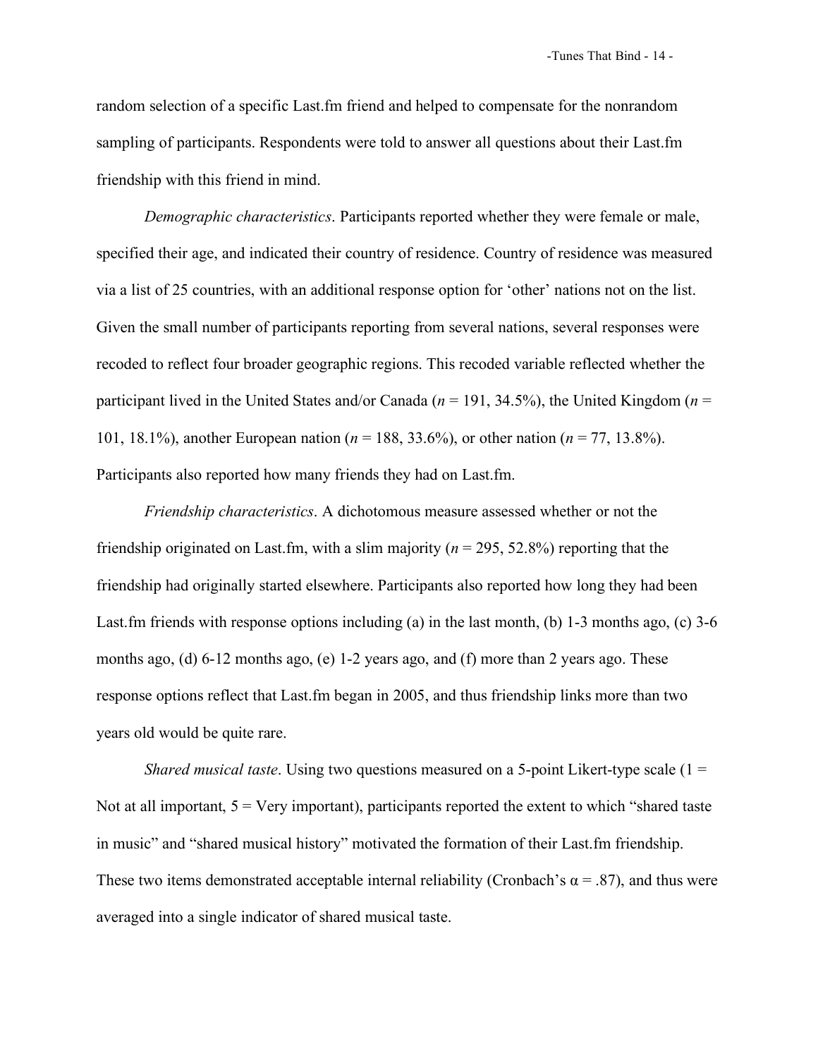random selection of a specific Last.fm friend and helped to compensate for the nonrandom sampling of participants. Respondents were told to answer all questions about their Last.fm friendship with this friend in mind.

*Demographic characteristics*. Participants reported whether they were female or male, specified their age, and indicated their country of residence. Country of residence was measured via a list of 25 countries, with an additional response option for 'other' nations not on the list. Given the small number of participants reporting from several nations, several responses were recoded to reflect four broader geographic regions. This recoded variable reflected whether the participant lived in the United States and/or Canada ($n$ = 191, 34.5%), the United Kingdom ($n$ = 101, 18.1%), another European nation ($n$ = 188, 33.6%), or other nation ($n$ = 77, 13.8%). Participants also reported how many friends they had on Last.fm.

*Friendship characteristics*. A dichotomous measure assessed whether or not the friendship originated on Last.fm, with a slim majority ($n$ = 295, 52.8%) reporting that the friendship had originally started elsewhere. Participants also reported how long they had been Last.fm friends with response options including (a) in the last month, (b) 1-3 months ago, (c) 3-6 months ago, (d) 6-12 months ago, (e) 1-2 years ago, and (f) more than 2 years ago. These response options reflect that Last.fm began in 2005, and thus friendship links more than two years old would be quite rare.

*Shared musical taste*. Using two questions measured on a 5-point Likert-type scale (1 = Not at all important, 5 = Very important), participants reported the extent to which "shared taste in music" and "shared musical history" motivated the formation of their Last.fm friendship. These two items demonstrated acceptable internal reliability (Cronbach's $\alpha$ = .87), and thus were averaged into a single indicator of shared musical taste.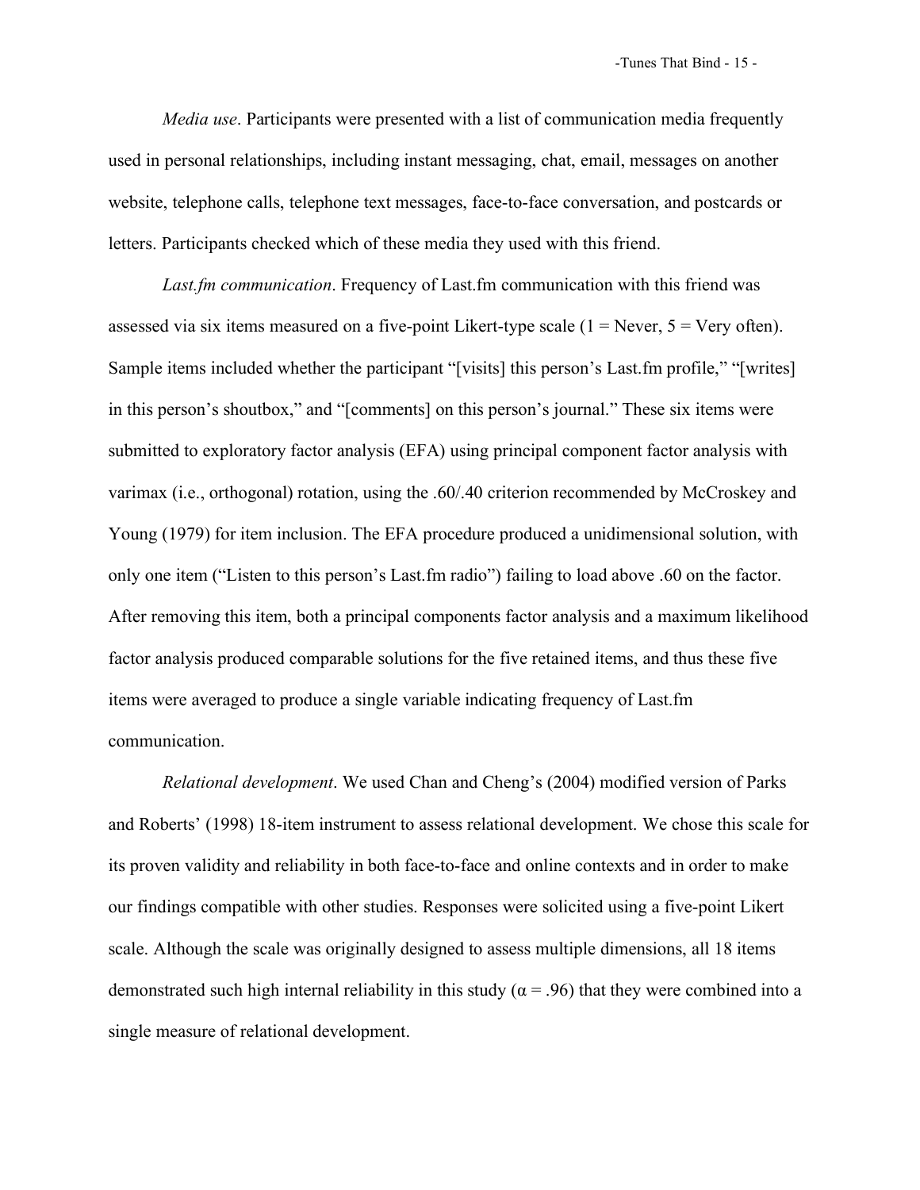*Media use*. Participants were presented with a list of communication media frequently used in personal relationships, including instant messaging, chat, email, messages on another website, telephone calls, telephone text messages, face-to-face conversation, and postcards or letters. Participants checked which of these media they used with this friend.

*Last.fm communication*. Frequency of Last.fm communication with this friend was assessed via six items measured on a five-point Likert-type scale (1 = Never, 5 = Very often). Sample items included whether the participant "[visits] this person's Last.fm profile," "[writes] in this person's shoutbox," and "[comments] on this person's journal." These six items were submitted to exploratory factor analysis (EFA) using principal component factor analysis with varimax (i.e., orthogonal) rotation, using the .60/.40 criterion recommended by McCroskey and Young (1979) for item inclusion. The EFA procedure produced a unidimensional solution, with only one item ("Listen to this person's Last.fm radio") failing to load above .60 on the factor. After removing this item, both a principal components factor analysis and a maximum likelihood factor analysis produced comparable solutions for the five retained items, and thus these five items were averaged to produce a single variable indicating frequency of Last.fm communication.

*Relational development*. We used Chan and Cheng's (2004) modified version of Parks and Roberts' (1998) 18-item instrument to assess relational development. We chose this scale for its proven validity and reliability in both face-to-face and online contexts and in order to make our findings compatible with other studies. Responses were solicited using a five-point Likert scale. Although the scale was originally designed to assess multiple dimensions, all 18 items demonstrated such high internal reliability in this study ($\alpha = .96$) that they were combined into a single measure of relational development.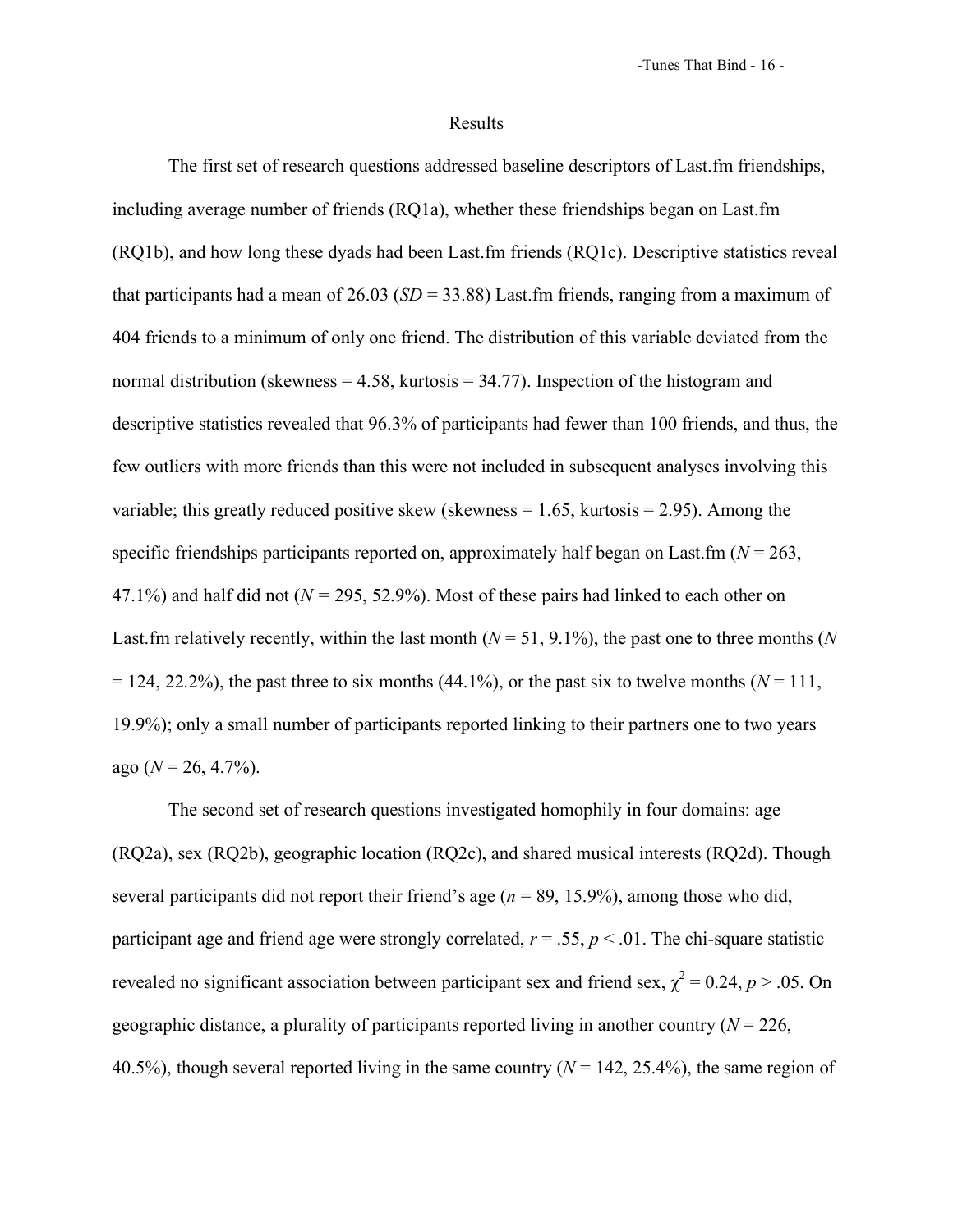## Results

The first set of research questions addressed baseline descriptors of Last.fm friendships, including average number of friends (RQ1a), whether these friendships began on Last.fm (RQ1b), and how long these dyads had been Last.fm friends (RQ1c). Descriptive statistics reveal that participants had a mean of 26.03 ($SD$ = 33.88) Last.fm friends, ranging from a maximum of 404 friends to a minimum of only one friend. The distribution of this variable deviated from the normal distribution (skewness = 4.58, kurtosis = 34.77). Inspection of the histogram and descriptive statistics revealed that 96.3% of participants had fewer than 100 friends, and thus, the few outliers with more friends than this were not included in subsequent analyses involving this variable; this greatly reduced positive skew (skewness = 1.65, kurtosis = 2.95). Among the specific friendships participants reported on, approximately half began on Last.fm ($N$ = 263, 47.1%) and half did not ($N$ = 295, 52.9%). Most of these pairs had linked to each other on Last.fm relatively recently, within the last month ($N$ = 51, 9.1%), the past one to three months ($N$ = 124, 22.2%), the past three to six months (44.1%), or the past six to twelve months ($N$ = 111, 19.9%); only a small number of participants reported linking to their partners one to two years ago ($N$ = 26, 4.7%).

The second set of research questions investigated homophily in four domains: age (RQ2a), sex (RQ2b), geographic location (RQ2c), and shared musical interests (RQ2d). Though several participants did not report their friend's age ($n$ = 89, 15.9%), among those who did, participant age and friend age were strongly correlated, $r = .55$, $p < .01$. The chi-square statistic revealed no significant association between participant sex and friend sex, $\chi^2 = 0.24$, $p > .05$. On geographic distance, a plurality of participants reported living in another country ($N$ = 226, 40.5%), though several reported living in the same country ($N$ = 142, 25.4%), the same region of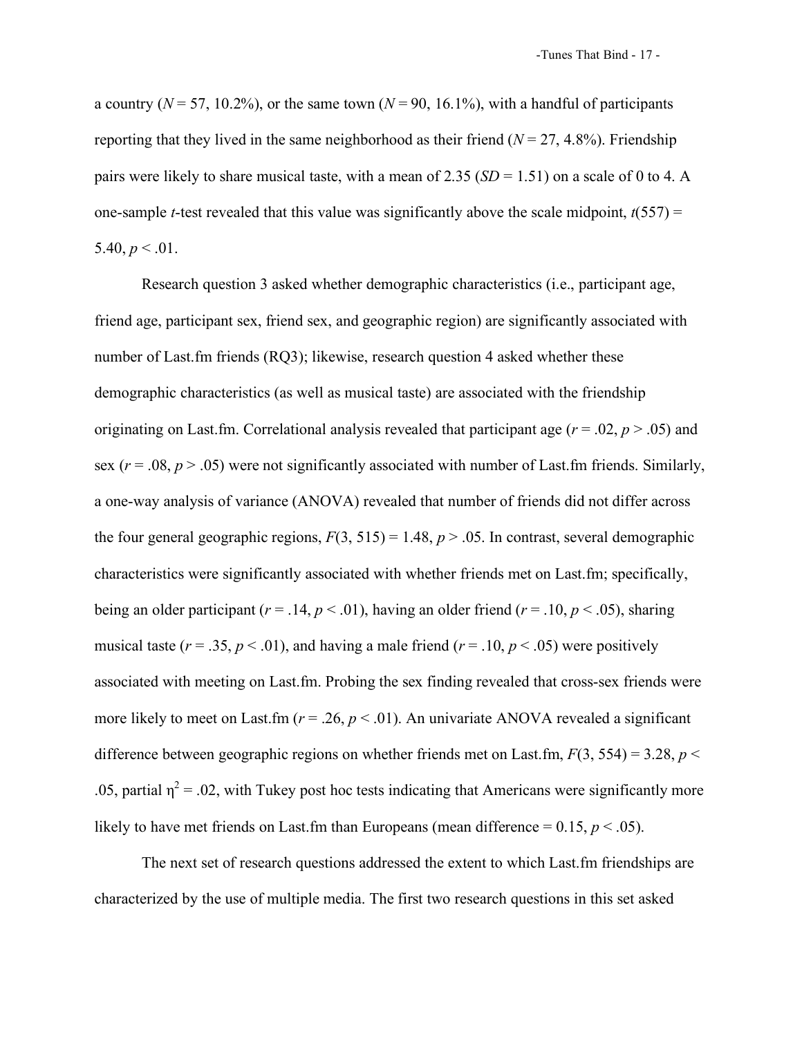a country ($N$ = 57, 10.2%), or the same town ($N$ = 90, 16.1%), with a handful of participants reporting that they lived in the same neighborhood as their friend ($N$ = 27, 4.8%). Friendship pairs were likely to share musical taste, with a mean of 2.35 ($SD$ = 1.51) on a scale of 0 to 4. A one-sample *t*-test revealed that this value was significantly above the scale midpoint, $t(557) = 5.40$, $p < .01$.

Research question 3 asked whether demographic characteristics (i.e., participant age, friend age, participant sex, friend sex, and geographic region) are significantly associated with number of Last.fm friends (RQ3); likewise, research question 4 asked whether these demographic characteristics (as well as musical taste) are associated with the friendship originating on Last.fm. Correlational analysis revealed that participant age ($r = .02$, $p > .05$) and sex ($r = .08$, $p > .05$) were not significantly associated with number of Last.fm friends. Similarly, a one-way analysis of variance (ANOVA) revealed that number of friends did not differ across the four general geographic regions, $F(3, 515) = 1.48$, $p > .05$. In contrast, several demographic characteristics were significantly associated with whether friends met on Last.fm; specifically, being an older participant ($r = .14$, $p < .01$), having an older friend ($r = .10$, $p < .05$), sharing musical taste ($r = .35$, $p < .01$), and having a male friend ($r = .10$, $p < .05$) were positively associated with meeting on Last.fm. Probing the sex finding revealed that cross-sex friends were more likely to meet on Last.fm ($r = .26$, $p < .01$). An univariate ANOVA revealed a significant difference between geographic regions on whether friends met on Last.fm, $F(3, 554) = 3.28$, $p < .05$, partial $\eta^2 = .02$, with Tukey post hoc tests indicating that Americans were significantly more likely to have met friends on Last.fm than Europeans (mean difference = 0.15, $p < .05$).

The next set of research questions addressed the extent to which Last.fm friendships are characterized by the use of multiple media. The first two research questions in this set asked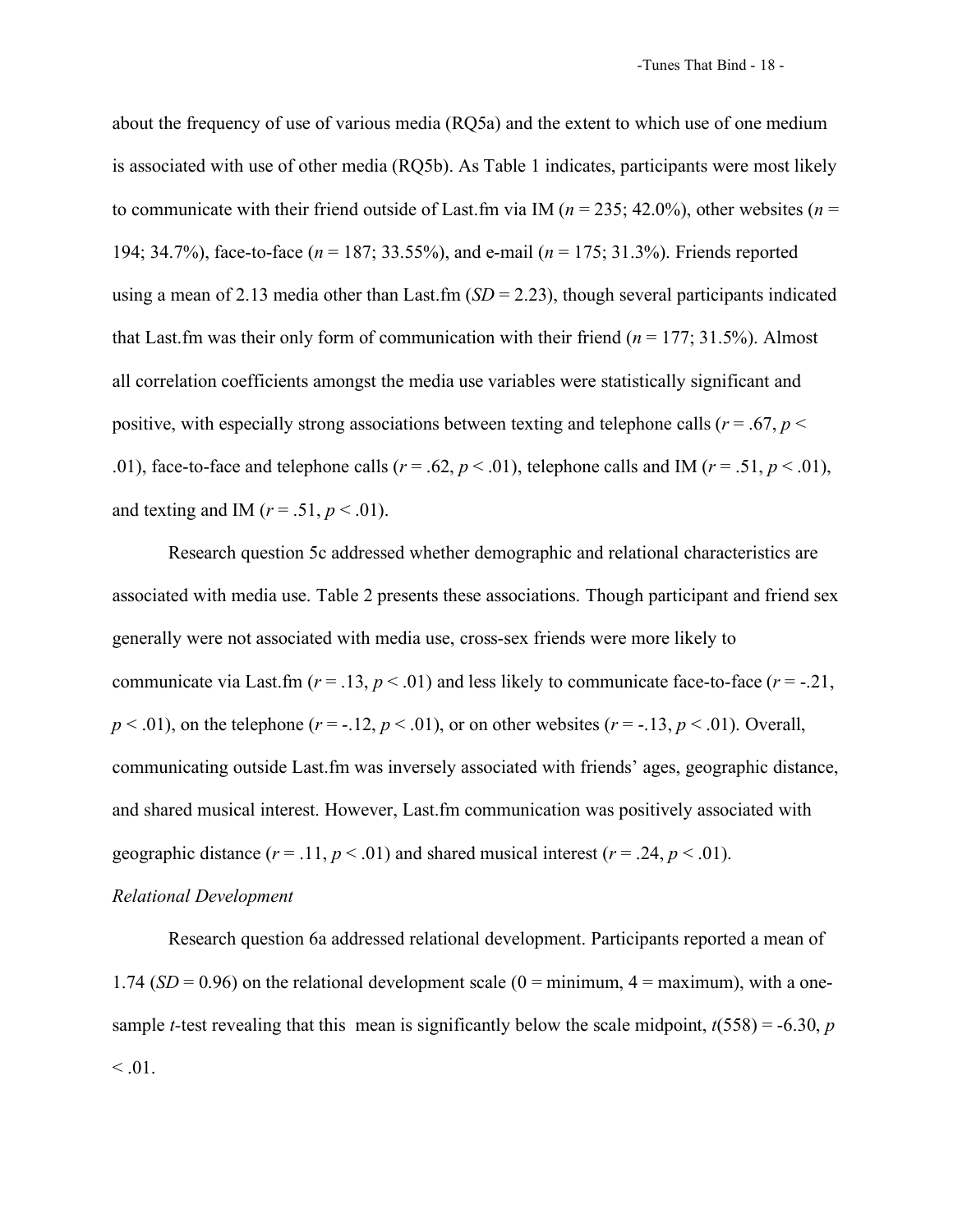about the frequency of use of various media (RQ5a) and the extent to which use of one medium is associated with use of other media (RQ5b). As Table 1 indicates, participants were most likely to communicate with their friend outside of Last.fm via IM ($n$ = 235; 42.0%), other websites ($n$ = 194; 34.7%), face-to-face ($n$ = 187; 33.55%), and e-mail ($n$ = 175; 31.3%). Friends reported using a mean of 2.13 media other than Last.fm ($SD$ = 2.23), though several participants indicated that Last.fm was their only form of communication with their friend ($n$ = 177; 31.5%). Almost all correlation coefficients amongst the media use variables were statistically significant and positive, with especially strong associations between texting and telephone calls ($r$ = .67, $p$ < .01), face-to-face and telephone calls ($r$ = .62, $p$ < .01), telephone calls and IM ($r$ = .51, $p$ < .01), and texting and IM ($r$ = .51, $p$ < .01).

Research question 5c addressed whether demographic and relational characteristics are associated with media use. Table 2 presents these associations. Though participant and friend sex generally were not associated with media use, cross-sex friends were more likely to communicate via Last.fm ($r$ = .13, $p$ < .01) and less likely to communicate face-to-face ($r$ = -.21, $p$ < .01), on the telephone ($r$ = -.12, $p$ < .01), or on other websites ($r$ = -.13, $p$ < .01). Overall, communicating outside Last.fm was inversely associated with friends' ages, geographic distance, and shared musical interest. However, Last.fm communication was positively associated with geographic distance ($r$ = .11, $p$ < .01) and shared musical interest ($r$ = .24, $p$ < .01).

*Relational Development*

Research question 6a addressed relational development. Participants reported a mean of 1.74 ($SD$ = 0.96) on the relational development scale (0 = minimum, 4 = maximum), with a one-sample $t$-test revealing that this mean is significantly below the scale midpoint, $t(558)$ = -6.30, $p$ < .01.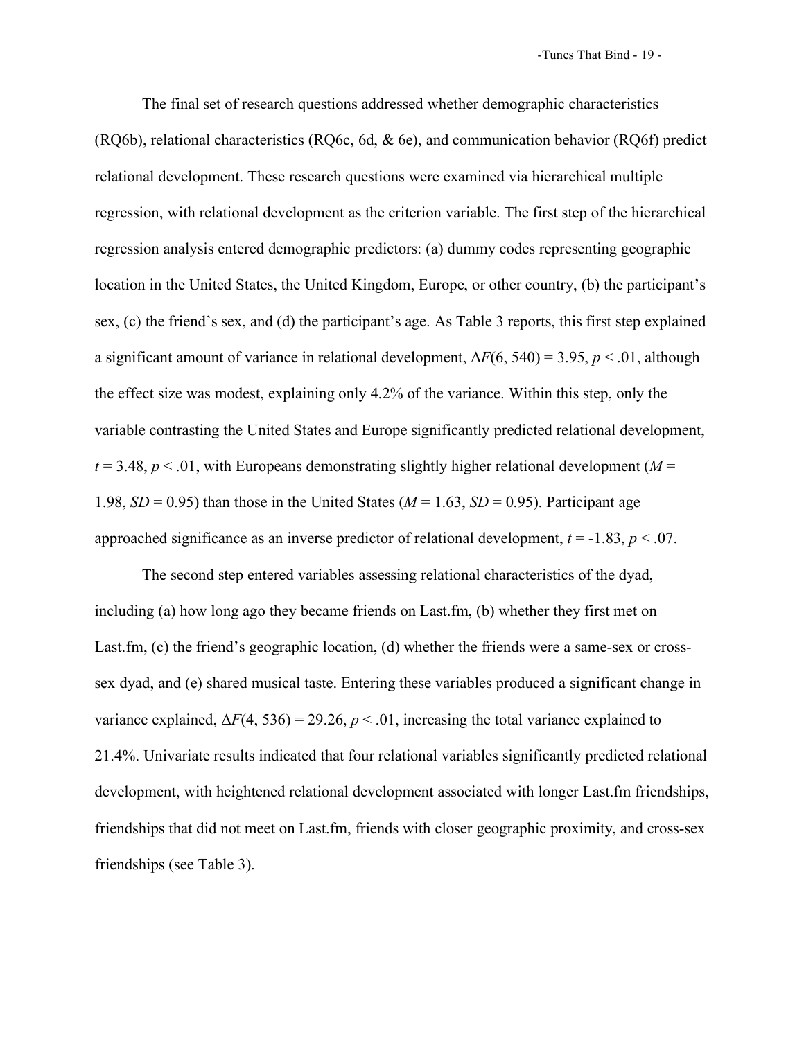The final set of research questions addressed whether demographic characteristics (RQ6b), relational characteristics (RQ6c, 6d, & 6e), and communication behavior (RQ6f) predict relational development. These research questions were examined via hierarchical multiple regression, with relational development as the criterion variable. The first step of the hierarchical regression analysis entered demographic predictors: (a) dummy codes representing geographic location in the United States, the United Kingdom, Europe, or other country, (b) the participant's sex, (c) the friend's sex, and (d) the participant's age. As Table 3 reports, this first step explained a significant amount of variance in relational development, $\Delta F(6, 540) = 3.95$, $p < .01$, although the effect size was modest, explaining only 4.2% of the variance. Within this step, only the variable contrasting the United States and Europe significantly predicted relational development, $t = 3.48$, $p < .01$, with Europeans demonstrating slightly higher relational development ($M = 1.98$, $SD = 0.95$) than those in the United States ($M = 1.63$, $SD = 0.95$). Participant age approached significance as an inverse predictor of relational development, $t = -1.83$, $p < .07$.

The second step entered variables assessing relational characteristics of the dyad, including (a) how long ago they became friends on Last.fm, (b) whether they first met on Last.fm, (c) the friend's geographic location, (d) whether the friends were a same-sex or cross-sex dyad, and (e) shared musical taste. Entering these variables produced a significant change in variance explained, $\Delta F(4, 536) = 29.26$, $p < .01$, increasing the total variance explained to 21.4%. Univariate results indicated that four relational variables significantly predicted relational development, with heightened relational development associated with longer Last.fm friendships, friendships that did not meet on Last.fm, friends with closer geographic proximity, and cross-sex friendships (see Table 3).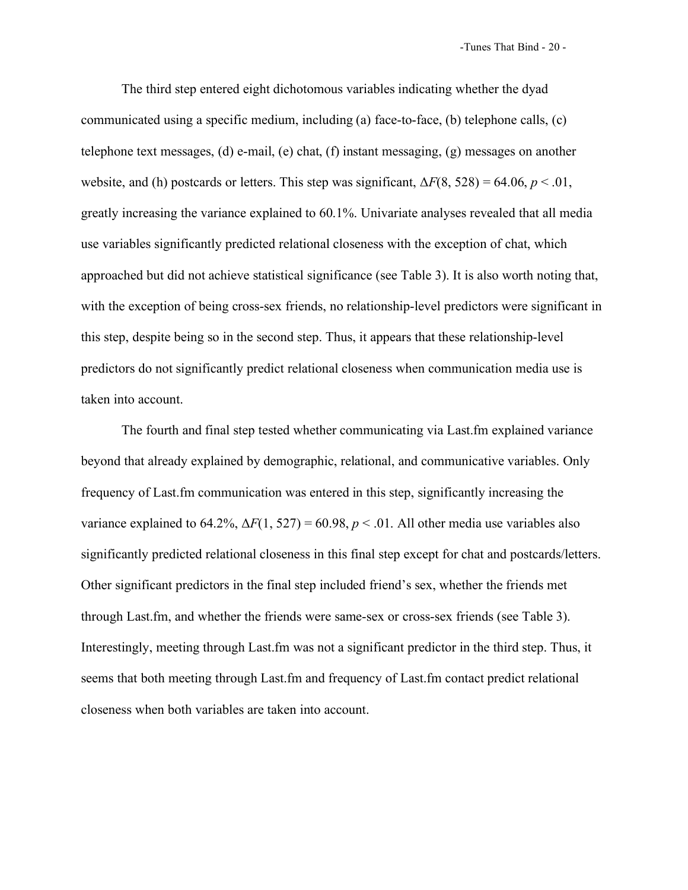The third step entered eight dichotomous variables indicating whether the dyad communicated using a specific medium, including (a) face-to-face, (b) telephone calls, (c) telephone text messages, (d) e-mail, (e) chat, (f) instant messaging, (g) messages on another website, and (h) postcards or letters. This step was significant, $\Delta F(8, 528) = 64.06$, $p < .01$, greatly increasing the variance explained to 60.1%. Univariate analyses revealed that all media use variables significantly predicted relational closeness with the exception of chat, which approached but did not achieve statistical significance (see Table 3). It is also worth noting that, with the exception of being cross-sex friends, no relationship-level predictors were significant in this step, despite being so in the second step. Thus, it appears that these relationship-level predictors do not significantly predict relational closeness when communication media use is taken into account.

The fourth and final step tested whether communicating via Last.fm explained variance beyond that already explained by demographic, relational, and communicative variables. Only frequency of Last.fm communication was entered in this step, significantly increasing the variance explained to 64.2%, $\Delta F(1, 527) = 60.98$, $p < .01$. All other media use variables also significantly predicted relational closeness in this final step except for chat and postcards/letters. Other significant predictors in the final step included friend's sex, whether the friends met through Last.fm, and whether the friends were same-sex or cross-sex friends (see Table 3). Interestingly, meeting through Last.fm was not a significant predictor in the third step. Thus, it seems that both meeting through Last.fm and frequency of Last.fm contact predict relational closeness when both variables are taken into account.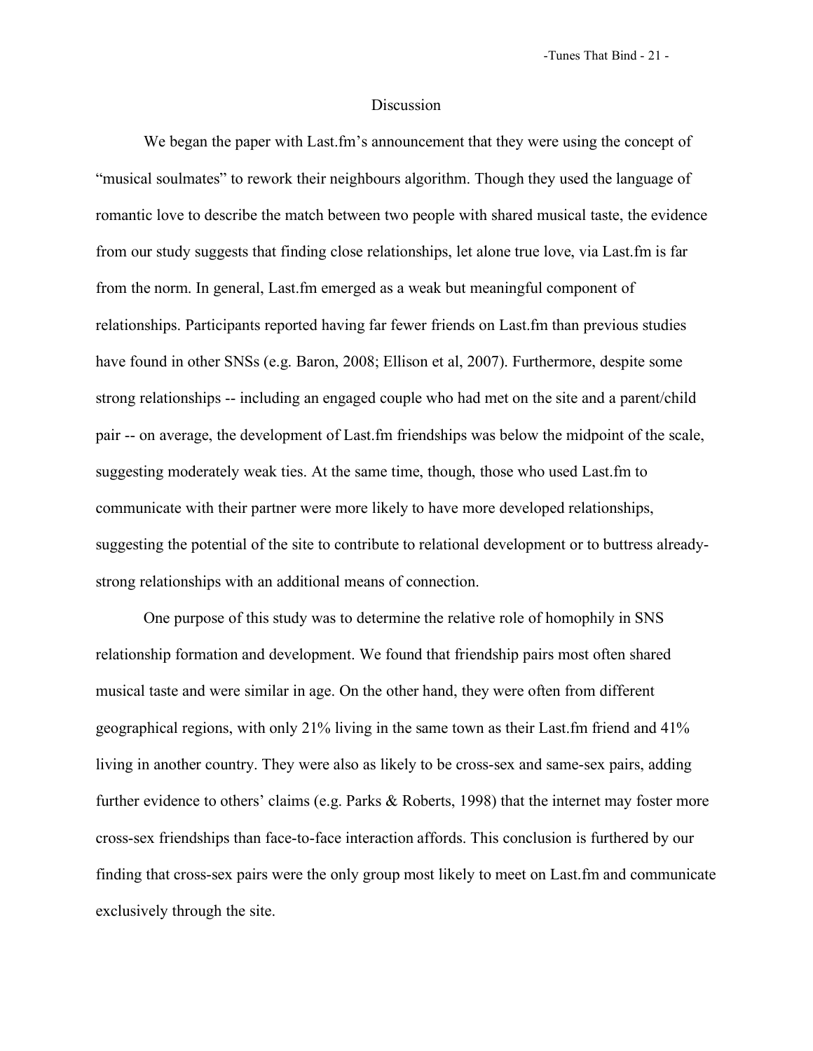## Discussion

We began the paper with Last.fm's announcement that they were using the concept of "musical soulmates" to rework their neighbours algorithm. Though they used the language of romantic love to describe the match between two people with shared musical taste, the evidence from our study suggests that finding close relationships, let alone true love, via Last.fm is far from the norm. In general, Last.fm emerged as a weak but meaningful component of relationships. Participants reported having far fewer friends on Last.fm than previous studies have found in other SNSs (e.g. Baron, 2008; Ellison et al, 2007). Furthermore, despite some strong relationships -- including an engaged couple who had met on the site and a parent/child pair -- on average, the development of Last.fm friendships was below the midpoint of the scale, suggesting moderately weak ties. At the same time, though, those who used Last.fm to communicate with their partner were more likely to have more developed relationships, suggesting the potential of the site to contribute to relational development or to buttress already-strong relationships with an additional means of connection.

One purpose of this study was to determine the relative role of homophily in SNS relationship formation and development. We found that friendship pairs most often shared musical taste and were similar in age. On the other hand, they were often from different geographical regions, with only 21% living in the same town as their Last.fm friend and 41% living in another country. They were also as likely to be cross-sex and same-sex pairs, adding further evidence to others' claims (e.g. Parks & Roberts, 1998) that the internet may foster more cross-sex friendships than face-to-face interaction affords. This conclusion is furthered by our finding that cross-sex pairs were the only group most likely to meet on Last.fm and communicate exclusively through the site.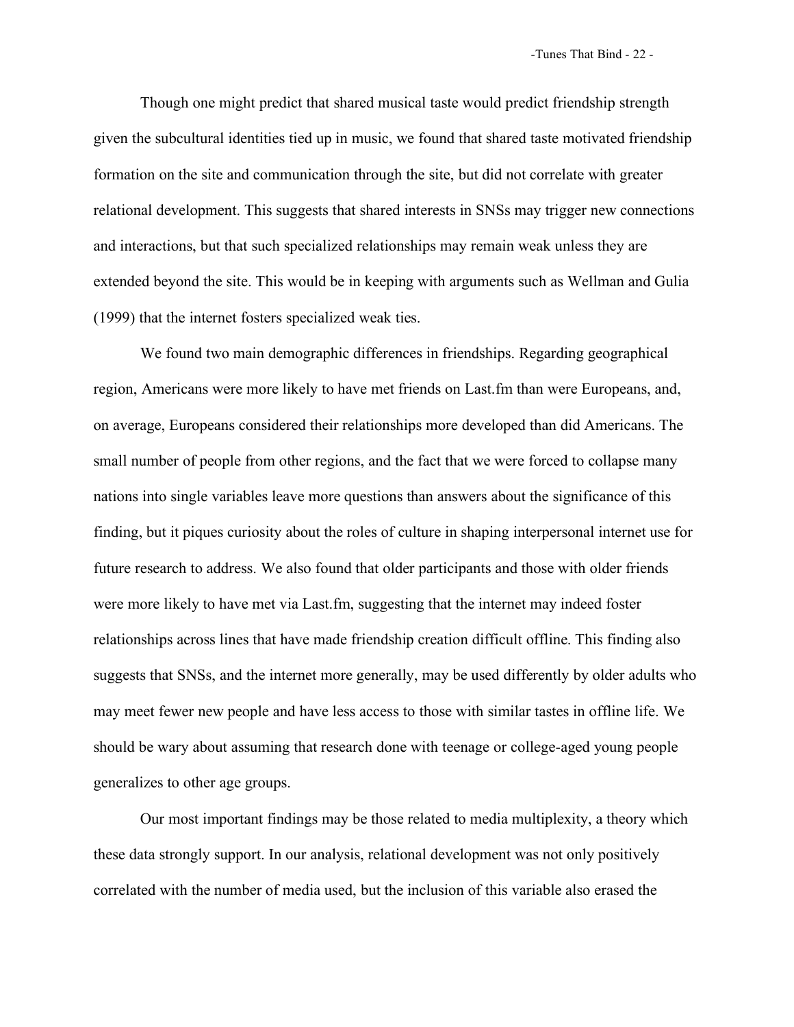Though one might predict that shared musical taste would predict friendship strength given the subcultural identities tied up in music, we found that shared taste motivated friendship formation on the site and communication through the site, but did not correlate with greater relational development. This suggests that shared interests in SNSs may trigger new connections and interactions, but that such specialized relationships may remain weak unless they are extended beyond the site. This would be in keeping with arguments such as Wellman and Gulia (1999) that the internet fosters specialized weak ties.

We found two main demographic differences in friendships. Regarding geographical region, Americans were more likely to have met friends on Last.fm than were Europeans, and, on average, Europeans considered their relationships more developed than did Americans. The small number of people from other regions, and the fact that we were forced to collapse many nations into single variables leave more questions than answers about the significance of this finding, but it piques curiosity about the roles of culture in shaping interpersonal internet use for future research to address. We also found that older participants and those with older friends were more likely to have met via Last.fm, suggesting that the internet may indeed foster relationships across lines that have made friendship creation difficult offline. This finding also suggests that SNSs, and the internet more generally, may be used differently by older adults who may meet fewer new people and have less access to those with similar tastes in offline life. We should be wary about assuming that research done with teenage or college-aged young people generalizes to other age groups.

Our most important findings may be those related to media multiplexity, a theory which these data strongly support. In our analysis, relational development was not only positively correlated with the number of media used, but the inclusion of this variable also erased the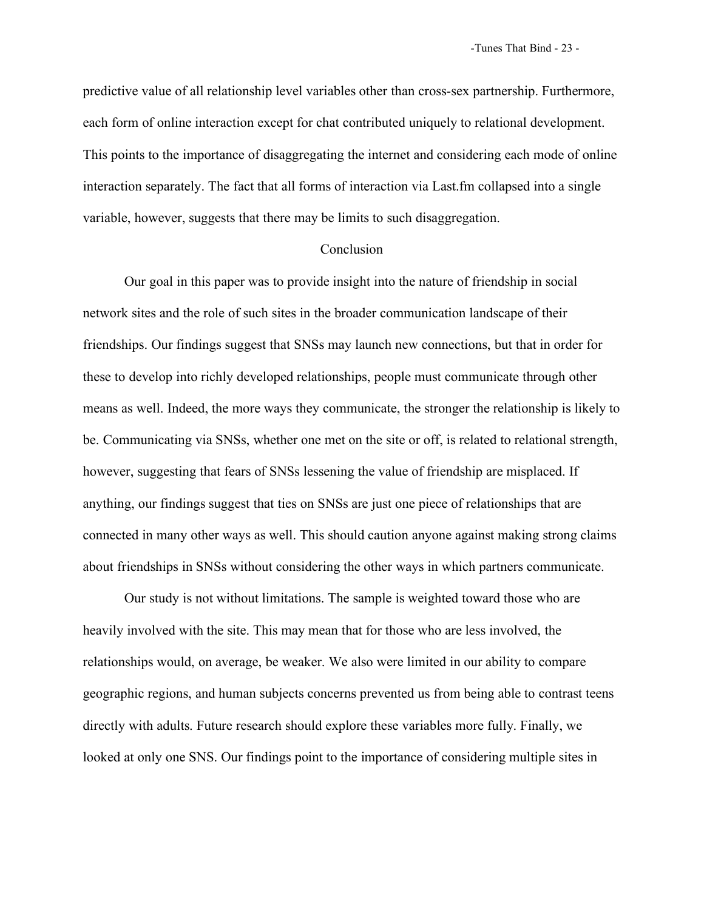predictive value of all relationship level variables other than cross-sex partnership. Furthermore, each form of online interaction except for chat contributed uniquely to relational development. This points to the importance of disaggregating the internet and considering each mode of online interaction separately. The fact that all forms of interaction via Last.fm collapsed into a single variable, however, suggests that there may be limits to such disaggregation.

## Conclusion

Our goal in this paper was to provide insight into the nature of friendship in social network sites and the role of such sites in the broader communication landscape of their friendships. Our findings suggest that SNSs may launch new connections, but that in order for these to develop into richly developed relationships, people must communicate through other means as well. Indeed, the more ways they communicate, the stronger the relationship is likely to be. Communicating via SNSs, whether one met on the site or off, is related to relational strength, however, suggesting that fears of SNSs lessening the value of friendship are misplaced. If anything, our findings suggest that ties on SNSs are just one piece of relationships that are connected in many other ways as well. This should caution anyone against making strong claims about friendships in SNSs without considering the other ways in which partners communicate.

Our study is not without limitations. The sample is weighted toward those who are heavily involved with the site. This may mean that for those who are less involved, the relationships would, on average, be weaker. We also were limited in our ability to compare geographic regions, and human subjects concerns prevented us from being able to contrast teens directly with adults. Future research should explore these variables more fully. Finally, we looked at only one SNS. Our findings point to the importance of considering multiple sites in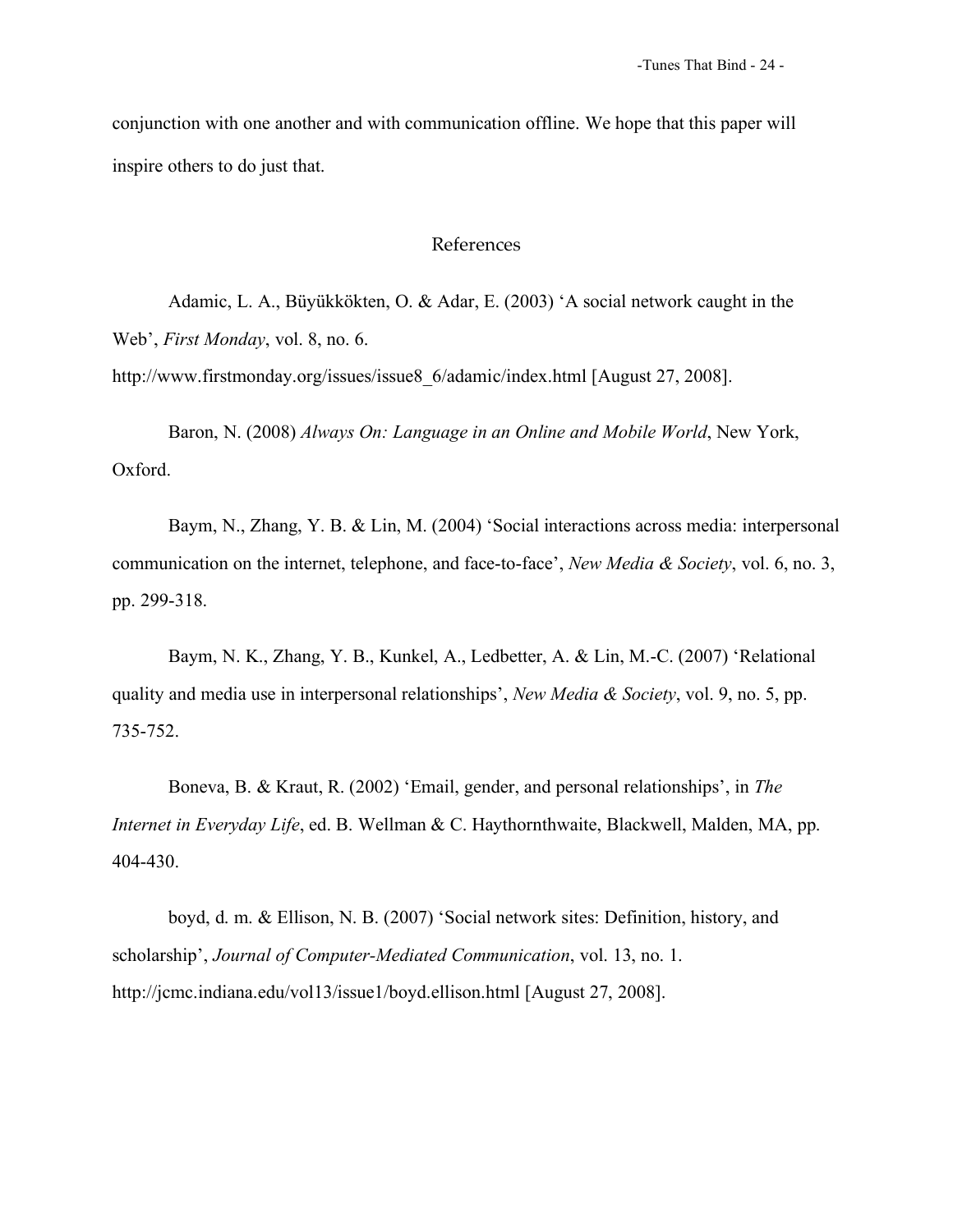conjunction with one another and with communication offline. We hope that this paper will inspire others to do just that.

## References

Adamic, L. A., Büyükkökten, O. & Adar, E. (2003) 'A social network caught in the Web', *First Monday*, vol. 8, no. 6. http://www.firstmonday.org/issues/issue8_6/adamic/index.html [August 27, 2008].

Baron, N. (2008) *Always On: Language in an Online and Mobile World*, New York, Oxford.

Baym, N., Zhang, Y. B. & Lin, M. (2004) 'Social interactions across media: interpersonal communication on the internet, telephone, and face-to-face', *New Media & Society*, vol. 6, no. 3, pp. 299-318.

Baym, N. K., Zhang, Y. B., Kunkel, A., Ledbetter, A. & Lin, M.-C. (2007) 'Relational quality and media use in interpersonal relationships', *New Media & Society*, vol. 9, no. 5, pp. 735-752.

Boneva, B. & Kraut, R. (2002) 'Email, gender, and personal relationships', in *The Internet in Everyday Life*, ed. B. Wellman & C. Haythornthwaite, Blackwell, Malden, MA, pp. 404-430.

boyd, d. m. & Ellison, N. B. (2007) 'Social network sites: Definition, history, and scholarship', *Journal of Computer-Mediated Communication*, vol. 13, no. 1. http://jcmc.indiana.edu/vol13/issue1/boyd.ellison.html [August 27, 2008].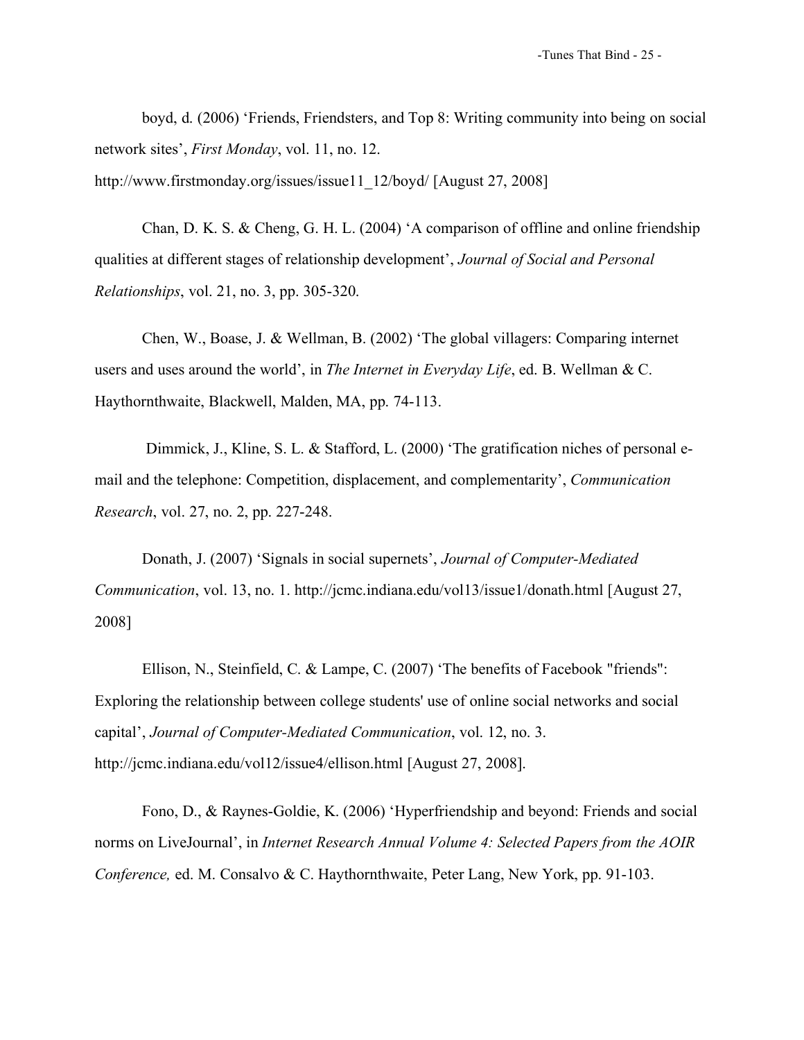boyd, d. (2006) 'Friends, Friendsters, and Top 8: Writing community into being on social network sites', *First Monday*, vol. 11, no. 12. http://www.firstmonday.org/issues/issue11_12/boyd/ [August 27, 2008]

Chan, D. K. S. & Cheng, G. H. L. (2004) 'A comparison of offline and online friendship qualities at different stages of relationship development', *Journal of Social and Personal Relationships*, vol. 21, no. 3, pp. 305-320.

Chen, W., Boase, J. & Wellman, B. (2002) 'The global villagers: Comparing internet users and uses around the world', in *The Internet in Everyday Life*, ed. B. Wellman & C. Haythornthwaite, Blackwell, Malden, MA, pp. 74-113.

Dimmick, J., Kline, S. L. & Stafford, L. (2000) 'The gratification niches of personal e-mail and the telephone: Competition, displacement, and complementarity', *Communication Research*, vol. 27, no. 2, pp. 227-248.

Donath, J. (2007) 'Signals in social supernets', *Journal of Computer-Mediated Communication*, vol. 13, no. 1. http://jcmc.indiana.edu/vol13/issue1/donath.html [August 27, 2008]

Ellison, N., Steinfield, C. & Lampe, C. (2007) 'The benefits of Facebook "friends": Exploring the relationship between college students' use of online social networks and social capital', *Journal of Computer-Mediated Communication*, vol. 12, no. 3. http://jcmc.indiana.edu/vol12/issue4/ellison.html [August 27, 2008].

Fono, D., & Raynes-Goldie, K. (2006) 'Hyperfriendship and beyond: Friends and social norms on LiveJournal', in *Internet Research Annual Volume 4: Selected Papers from the AOIR Conference,* ed. M. Consalvo & C. Haythornthwaite, Peter Lang, New York, pp. 91-103.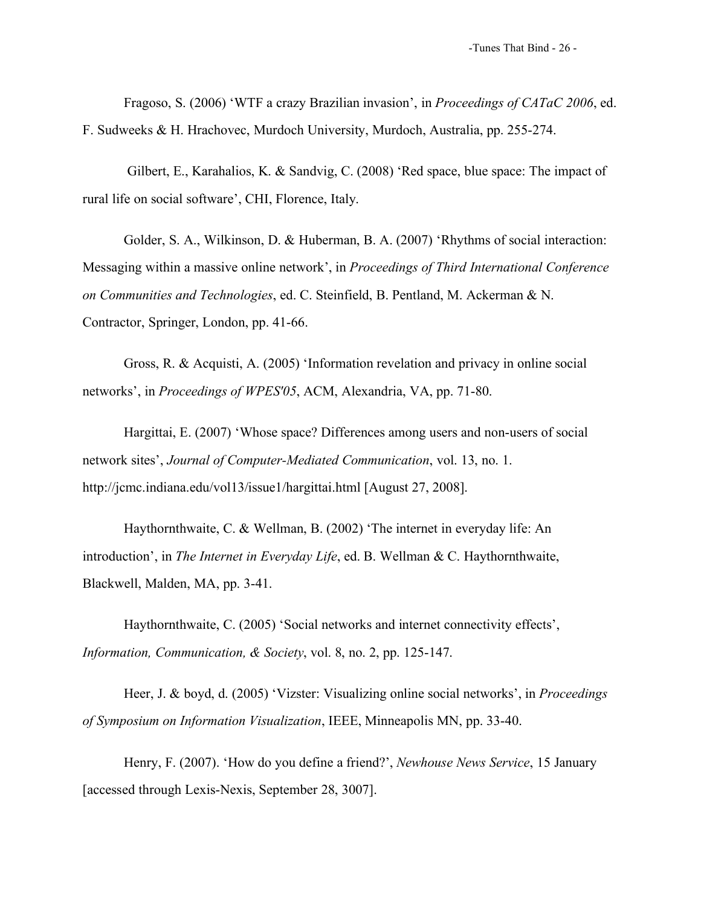Fragoso, S. (2006) ‘WTF a crazy Brazilian invasion’, in *Proceedings of CATaC 2006*, ed. F. Sudweeks & H. Hrachovec, Murdoch University, Murdoch, Australia, pp. 255-274.

Gilbert, E., Karahalios, K. & Sandvig, C. (2008) ‘Red space, blue space: The impact of rural life on social software’, CHI, Florence, Italy.

Golder, S. A., Wilkinson, D. & Huberman, B. A. (2007) ‘Rhythms of social interaction: Messaging within a massive online network’, in *Proceedings of Third International Conference on Communities and Technologies*, ed. C. Steinfield, B. Pentland, M. Ackerman & N. Contractor, Springer, London, pp. 41-66.

Gross, R. & Acquisti, A. (2005) ‘Information revelation and privacy in online social networks’, in *Proceedings of WPES'05*, ACM, Alexandria, VA, pp. 71-80.

Hargittai, E. (2007) ‘Whose space? Differences among users and non-users of social network sites’, *Journal of Computer-Mediated Communication*, vol. 13, no. 1. http://jcmc.indiana.edu/vol13/issue1/hargittai.html [August 27, 2008].

Haythornthwaite, C. & Wellman, B. (2002) ‘The internet in everyday life: An introduction’, in *The Internet in Everyday Life*, ed. B. Wellman & C. Haythornthwaite, Blackwell, Malden, MA, pp. 3-41.

Haythornthwaite, C. (2005) ‘Social networks and internet connectivity effects’, *Information, Communication, & Society*, vol. 8, no. 2, pp. 125-147.

Heer, J. & boyd, d. (2005) ‘Vizster: Visualizing online social networks’, in *Proceedings of Symposium on Information Visualization*, IEEE, Minneapolis MN, pp. 33-40.

Henry, F. (2007). ‘How do you define a friend?’, *Newhouse News Service*, 15 January [accessed through Lexis-Nexis, September 28, 3007].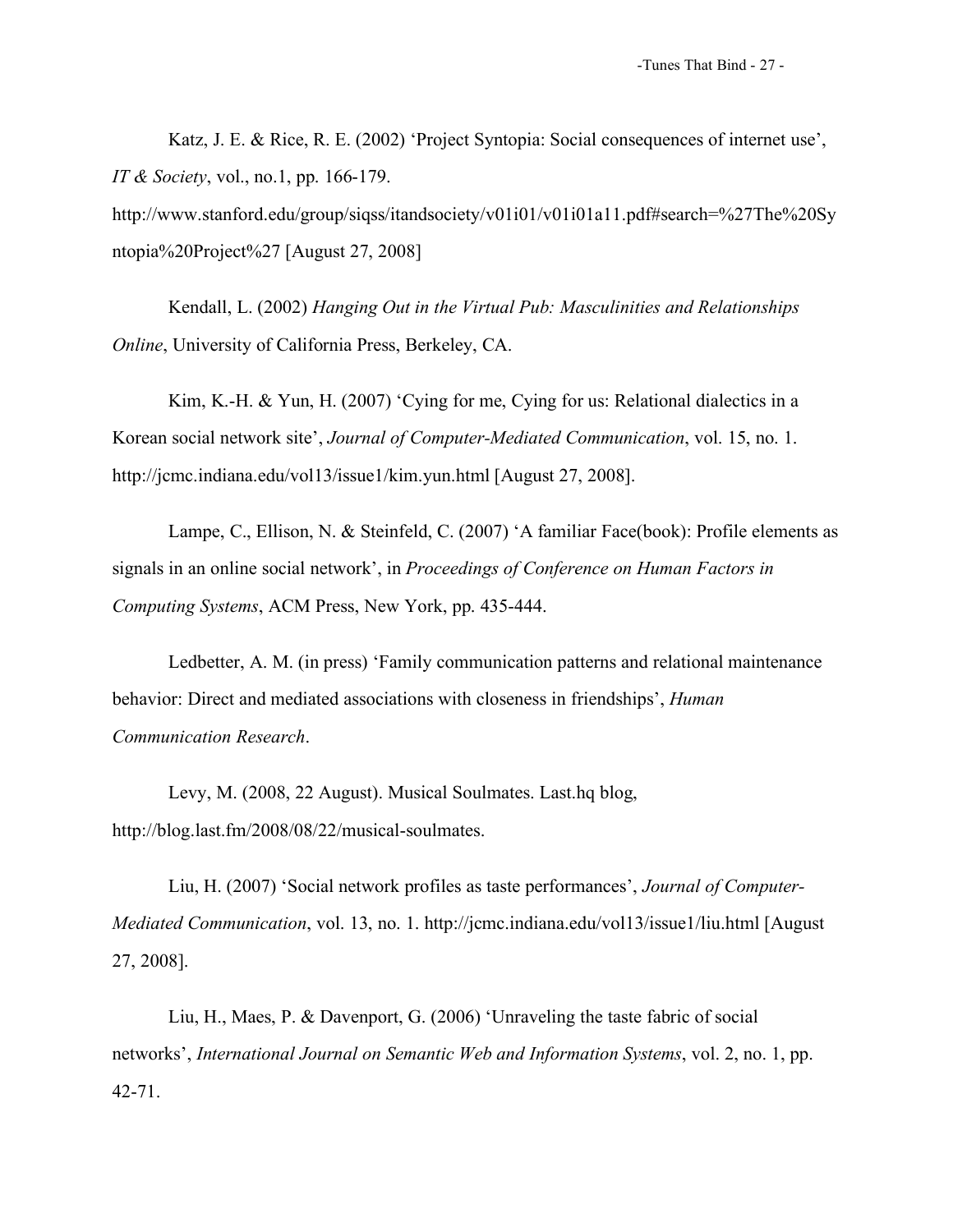Katz, J. E. & Rice, R. E. (2002) 'Project Syntopia: Social consequences of internet use', *IT & Society*, vol., no.1, pp. 166-179. http://www.stanford.edu/group/siqss/itandsociety/v01i01/v01i01a11.pdf#search=%27The%20Syntopia%20Project%27 [August 27, 2008]

Kendall, L. (2002) *Hanging Out in the Virtual Pub: Masculinities and Relationships Online*, University of California Press, Berkeley, CA.

Kim, K.-H. & Yun, H. (2007) 'Cying for me, Cying for us: Relational dialectics in a Korean social network site', *Journal of Computer-Mediated Communication*, vol. 15, no. 1. http://jcmc.indiana.edu/vol13/issue1/kim.yun.html [August 27, 2008].

Lampe, C., Ellison, N. & Steinfeld, C. (2007) 'A familiar Face(book): Profile elements as signals in an online social network', in *Proceedings of Conference on Human Factors in Computing Systems*, ACM Press, New York, pp. 435-444.

Ledbetter, A. M. (in press) 'Family communication patterns and relational maintenance behavior: Direct and mediated associations with closeness in friendships', *Human Communication Research*.

Levy, M. (2008, 22 August). Musical Soulmates. Last.hq blog, http://blog.last.fm/2008/08/22/musical-soulmates.

Liu, H. (2007) 'Social network profiles as taste performances', *Journal of Computer-Mediated Communication*, vol. 13, no. 1. http://jcmc.indiana.edu/vol13/issue1/liu.html [August 27, 2008].

Liu, H., Maes, P. & Davenport, G. (2006) 'Unraveling the taste fabric of social networks', *International Journal on Semantic Web and Information Systems*, vol. 2, no. 1, pp. 42-71.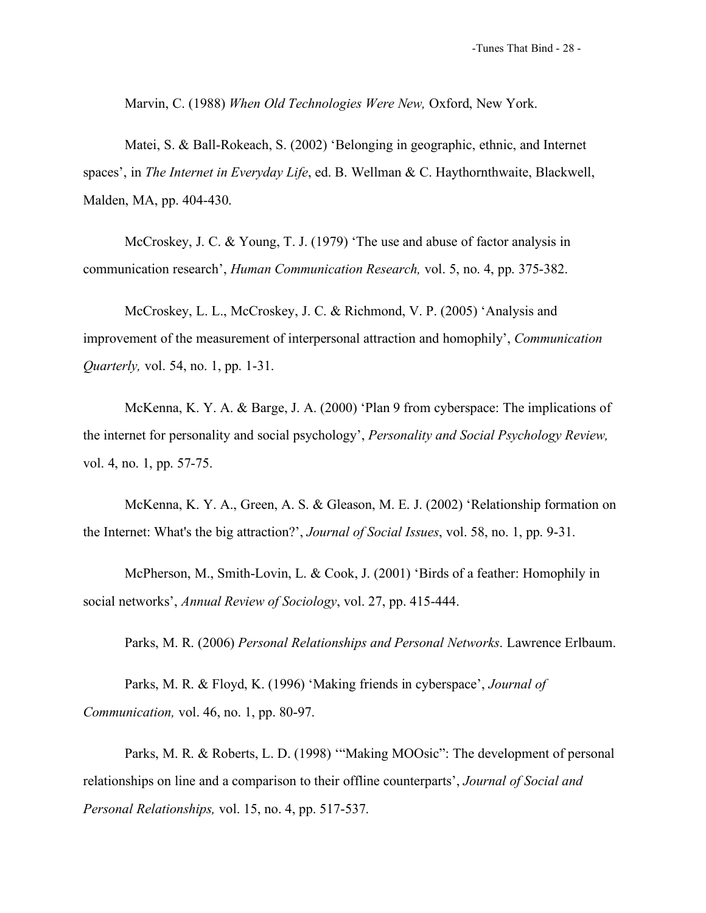Marvin, C. (1988) *When Old Technologies Were New,* Oxford, New York.

Matei, S. & Ball-Rokeach, S. (2002) 'Belonging in geographic, ethnic, and Internet spaces', in *The Internet in Everyday Life*, ed. B. Wellman & C. Haythornthwaite, Blackwell, Malden, MA, pp. 404-430.

McCroskey, J. C. & Young, T. J. (1979) 'The use and abuse of factor analysis in communication research', *Human Communication Research,* vol. 5, no. 4, pp. 375-382.

McCroskey, L. L., McCroskey, J. C. & Richmond, V. P. (2005) 'Analysis and improvement of the measurement of interpersonal attraction and homophily', *Communication Quarterly,* vol. 54, no. 1, pp. 1-31.

McKenna, K. Y. A. & Barge, J. A. (2000) 'Plan 9 from cyberspace: The implications of the internet for personality and social psychology', *Personality and Social Psychology Review,* vol. 4, no. 1, pp. 57-75.

McKenna, K. Y. A., Green, A. S. & Gleason, M. E. J. (2002) 'Relationship formation on the Internet: What's the big attraction?', *Journal of Social Issues*, vol. 58, no. 1, pp. 9-31.

McPherson, M., Smith-Lovin, L. & Cook, J. (2001) 'Birds of a feather: Homophily in social networks', *Annual Review of Sociology*, vol. 27, pp. 415-444.

Parks, M. R. (2006) *Personal Relationships and Personal Networks*. Lawrence Erlbaum.

Parks, M. R. & Floyd, K. (1996) 'Making friends in cyberspace', *Journal of Communication,* vol. 46, no. 1, pp. 80-97.

Parks, M. R. & Roberts, L. D. (1998) '"Making MOOsic": The development of personal relationships on line and a comparison to their offline counterparts', *Journal of Social and Personal Relationships,* vol. 15, no. 4, pp. 517-537.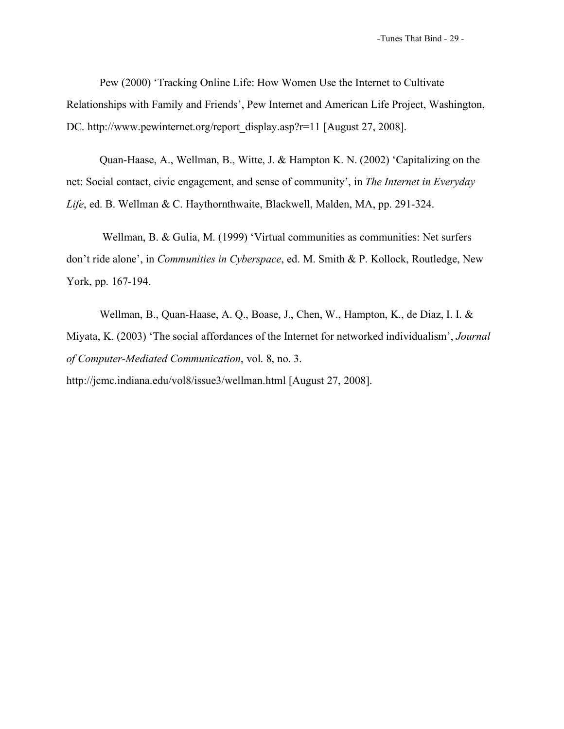Pew (2000) 'Tracking Online Life: How Women Use the Internet to Cultivate Relationships with Family and Friends', Pew Internet and American Life Project, Washington, DC. http://www.pewinternet.org/report_display.asp?r=11 [August 27, 2008].

Quan-Haase, A., Wellman, B., Witte, J. & Hampton K. N. (2002) 'Capitalizing on the net: Social contact, civic engagement, and sense of community', in *The Internet in Everyday Life*, ed. B. Wellman & C. Haythornthwaite, Blackwell, Malden, MA, pp. 291-324.

Wellman, B. & Gulia, M. (1999) 'Virtual communities as communities: Net surfers don't ride alone', in *Communities in Cyberspace*, ed. M. Smith & P. Kollock, Routledge, New York, pp. 167-194.

Wellman, B., Quan-Haase, A. Q., Boase, J., Chen, W., Hampton, K., de Diaz, I. I. & Miyata, K. (2003) 'The social affordances of the Internet for networked individualism', *Journal of Computer-Mediated Communication*, vol. 8, no. 3. http://jcmc.indiana.edu/vol8/issue3/wellman.html [August 27, 2008].